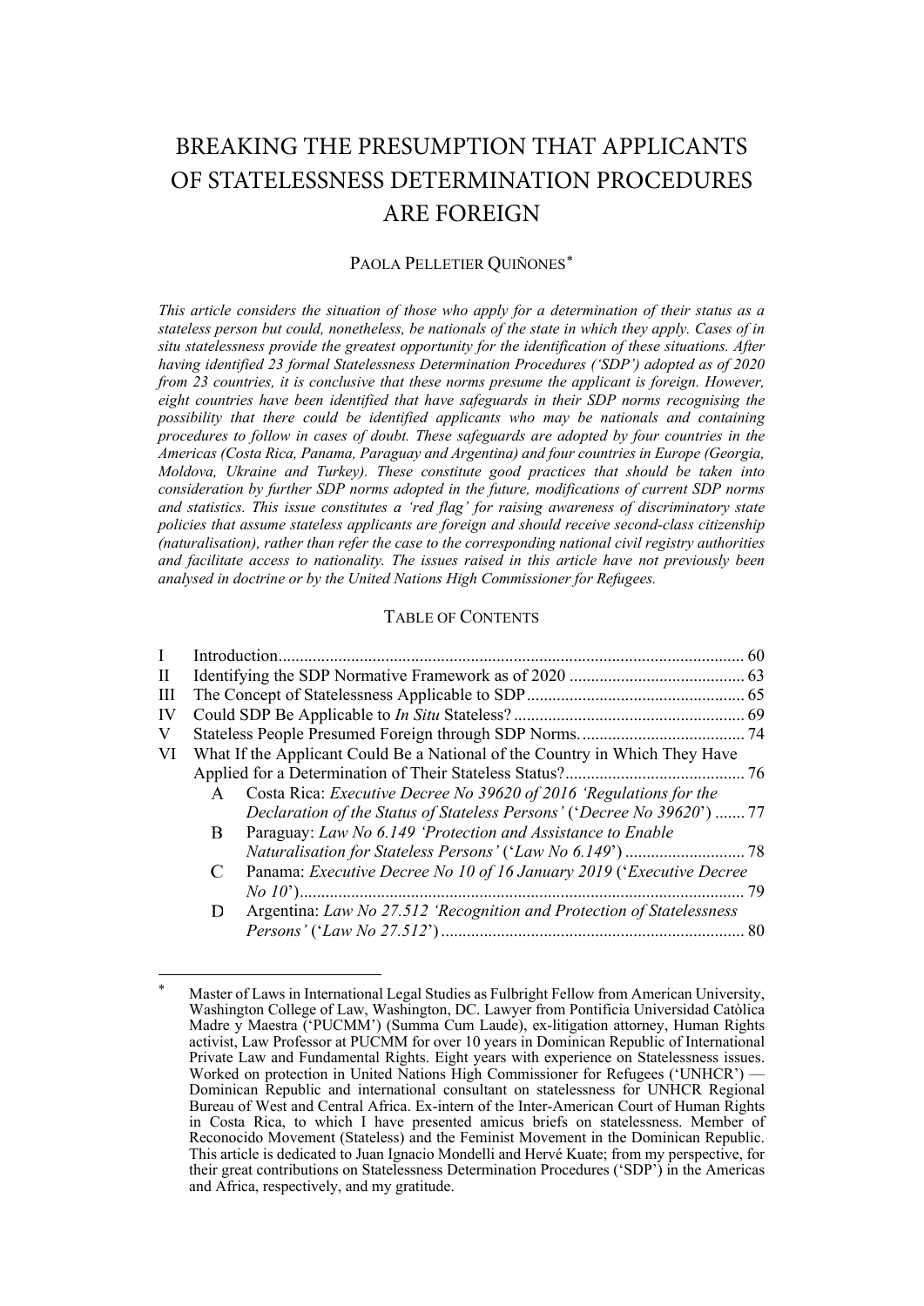# BREAKING THE PRESUMPTION THAT APPLICANTS OF STATELESSNESS DETERMINATION PROCEDURES ARE FOREIGN

PAOLA PELLETIER QUIÑONES[*]

*This article considers the situation of those who apply for a determination of their status as a stateless person but could, nonetheless, be nationals of the state in which they apply. Cases of in situ statelessness provide the greatest opportunity for the identification of these situations. After having identified 23 formal Statelessness Determination Procedures ('SDP') adopted as of 2020 from 23 countries, it is conclusive that these norms presume the applicant is foreign. However, eight countries have been identified that have safeguards in their SDP norms recognising the possibility that there could be identified applicants who may be nationals and containing procedures to follow in cases of doubt. These safeguards are adopted by four countries in the Americas (Costa Rica, Panama, Paraguay and Argentina) and four countries in Europe (Georgia, Moldova, Ukraine and Turkey). These constitute good practices that should be taken into consideration by further SDP norms adopted in the future, modifications of current SDP norms and statistics. This issue constitutes a 'red flag' for raising awareness of discriminatory state policies that assume stateless applicants are foreign and should receive second-class citizenship (naturalisation), rather than refer the case to the corresponding national civil registry authorities and facilitate access to nationality. The issues raised in this article have not previously been analysed in doctrine or by the United Nations High Commissioner for Refugees.*

## TABLE OF CONTENTS

- I Introduction ... 60
- II Identifying the SDP Normative Framework as of 2020 ... 63
- III The Concept of Statelessness Applicable to SDP ... 65
- IV Could SDP Be Applicable to *In Situ* Stateless? ... 69
- V Stateless People Presumed Foreign through SDP Norms. ... 74
- VI What If the Applicant Could Be a National of the Country in Which They Have Applied for a Determination of Their Stateless Status? ... 76
  - A Costa Rica: *Executive Decree No 39620 of 2016 'Regulations for the Declaration of the Status of Stateless Persons'* ('*Decree No 39620*') ... 77
  - B Paraguay: *Law No 6.149 'Protection and Assistance to Enable Naturalisation for Stateless Persons'* ('*Law No 6.149*') ... 78
  - C Panama: *Executive Decree No 10 of 16 January 2019* ('*Executive Decree No 10*') ... 79
  - D Argentina: *Law No 27.512 'Recognition and Protection of Statelessness Persons'* ('*Law No 27.512*') ... 80

---

[*] Master of Laws in International Legal Studies as Fulbright Fellow from American University, Washington College of Law, Washington, DC. Lawyer from Pontificia Universidad Catòlica Madre y Maestra ('PUCMM') (Summa Cum Laude), ex-litigation attorney, Human Rights activist, Law Professor at PUCMM for over 10 years in Dominican Republic of International Private Law and Fundamental Rights. Eight years with experience on Statelessness issues. Worked on protection in United Nations High Commissioner for Refugees ('UNHCR') — Dominican Republic and international consultant on statelessness for UNHCR Regional Bureau of West and Central Africa. Ex-intern of the Inter-American Court of Human Rights in Costa Rica, to which I have presented amicus briefs on statelessness. Member of Reconocido Movement (Stateless) and the Feminist Movement in the Dominican Republic. This article is dedicated to Juan Ignacio Mondelli and Hervé Kuate; from my perspective, for their great contributions on Statelessness Determination Procedures ('SDP') in the Americas and Africa, respectively, and my gratitude.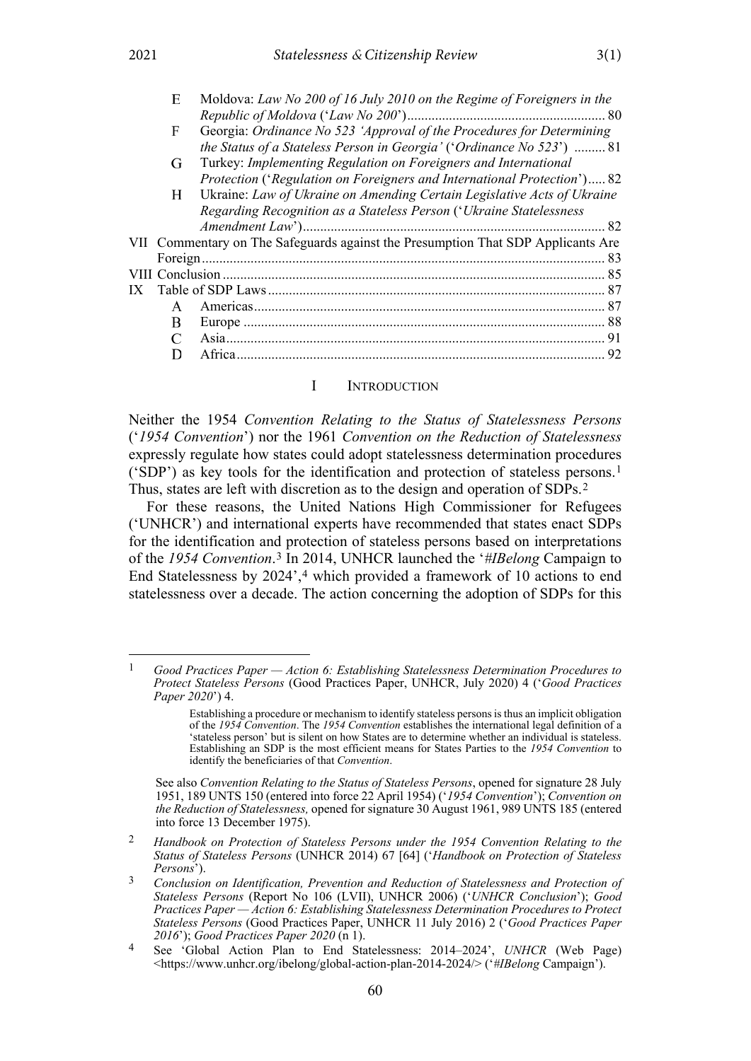- E Moldova: *Law No 200 of 16 July 2010 on the Regime of Foreigners in the Republic of Moldova* ('*Law No 200*') ........................................................ 80
- F Georgia: *Ordinance No 523 'Approval of the Procedures for Determining the Status of a Stateless Person in Georgia'* ('*Ordinance No 523*') ......... 81
- G Turkey: *Implementing Regulation on Foreigners and International Protection* ('*Regulation on Foreigners and International Protection*') ..... 82
- H Ukraine: *Law of Ukraine on Amending Certain Legislative Acts of Ukraine Regarding Recognition as a Stateless Person* ('*Ukraine Statelessness Amendment Law*') ...................................................................................... 82

VII Commentary on The Safeguards against the Presumption That SDP Applicants Are Foreign .................................................................................................................. 83

VIII Conclusion ............................................................................................................ 85

IX Table of SDP Laws ............................................................................................... 87

- A Americas .................................................................................................... 87
- B Europe ....................................................................................................... 88
- C Asia ............................................................................................................ 91
- D Africa ......................................................................................................... 92

## I Introduction

Neither the 1954 *Convention Relating to the Status of Statelessness Persons* ('*1954 Convention*') nor the 1961 *Convention on the Reduction of Statelessness* expressly regulate how states could adopt statelessness determination procedures ('SDP') as key tools for the identification and protection of stateless persons.[1] Thus, states are left with discretion as to the design and operation of SDPs.[2]

For these reasons, the United Nations High Commissioner for Refugees ('UNHCR') and international experts have recommended that states enact SDPs for the identification and protection of stateless persons based on interpretations of the *1954 Convention*.[3] In 2014, UNHCR launched the '*#IBelong* Campaign to End Statelessness by 2024',[4] which provided a framework of 10 actions to end statelessness over a decade. The action concerning the adoption of SDPs for this

---

[1] *Good Practices Paper — Action 6: Establishing Statelessness Determination Procedures to Protect Stateless Persons* (Good Practices Paper, UNHCR, July 2020) 4 ('*Good Practices Paper 2020*') 4.

> Establishing a procedure or mechanism to identify stateless persons is thus an implicit obligation of the *1954 Convention*. The *1954 Convention* establishes the international legal definition of a 'stateless person' but is silent on how States are to determine whether an individual is stateless. Establishing an SDP is the most efficient means for States Parties to the *1954 Convention* to identify the beneficiaries of that *Convention*.

See also *Convention Relating to the Status of Stateless Persons*, opened for signature 28 July 1951, 189 UNTS 150 (entered into force 22 April 1954) ('*1954 Convention*'); *Convention on the Reduction of Statelessness,* opened for signature 30 August 1961, 989 UNTS 185 (entered into force 13 December 1975).

[2] *Handbook on Protection of Stateless Persons under the 1954 Convention Relating to the Status of Stateless Persons* (UNHCR 2014) 67 [64] ('*Handbook on Protection of Stateless Persons*').

[3] *Conclusion on Identification, Prevention and Reduction of Statelessness and Protection of Stateless Persons* (Report No 106 (LVII), UNHCR 2006) ('*UNHCR Conclusion*'); *Good Practices Paper — Action 6: Establishing Statelessness Determination Procedures to Protect Stateless Persons* (Good Practices Paper, UNHCR 11 July 2016) 2 ('*Good Practices Paper 2016*'); *Good Practices Paper 2020* (n 1).

[4] See 'Global Action Plan to End Statelessness: 2014–2024', *UNHCR* (Web Page) <https://www.unhcr.org/ibelong/global-action-plan-2014-2024/> ('*#IBelong* Campaign').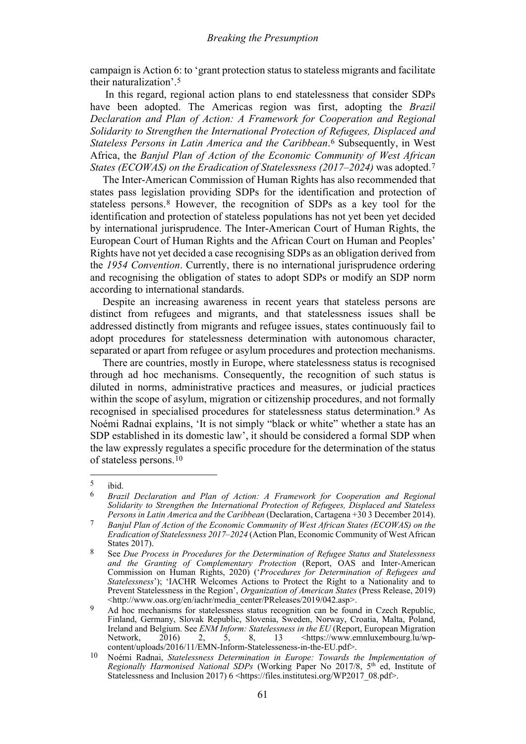campaign is Action 6: to 'grant protection status to stateless migrants and facilitate their naturalization'.[5]

In this regard, regional action plans to end statelessness that consider SDPs have been adopted. The Americas region was first, adopting the *Brazil Declaration and Plan of Action: A Framework for Cooperation and Regional Solidarity to Strengthen the International Protection of Refugees, Displaced and Stateless Persons in Latin America and the Caribbean*.[6] Subsequently, in West Africa, the *Banjul Plan of Action of the Economic Community of West African States (ECOWAS) on the Eradication of Statelessness (2017–2024)* was adopted.[7]

The Inter-American Commission of Human Rights has also recommended that states pass legislation providing SDPs for the identification and protection of stateless persons.[8] However, the recognition of SDPs as a key tool for the identification and protection of stateless populations has not yet been yet decided by international jurisprudence. The Inter-American Court of Human Rights, the European Court of Human Rights and the African Court on Human and Peoples' Rights have not yet decided a case recognising SDPs as an obligation derived from the *1954 Convention*. Currently, there is no international jurisprudence ordering and recognising the obligation of states to adopt SDPs or modify an SDP norm according to international standards.

Despite an increasing awareness in recent years that stateless persons are distinct from refugees and migrants, and that statelessness issues shall be addressed distinctly from migrants and refugee issues, states continuously fail to adopt procedures for statelessness determination with autonomous character, separated or apart from refugee or asylum procedures and protection mechanisms.

There are countries, mostly in Europe, where statelessness status is recognised through ad hoc mechanisms. Consequently, the recognition of such status is diluted in norms, administrative practices and measures, or judicial practices within the scope of asylum, migration or citizenship procedures, and not formally recognised in specialised procedures for statelessness status determination.[9] As Noémi Radnai explains, 'It is not simply "black or white" whether a state has an SDP established in its domestic law', it should be considered a formal SDP when the law expressly regulates a specific procedure for the determination of the status of stateless persons.[10]

---

[5] ibid.

[6] *Brazil Declaration and Plan of Action: A Framework for Cooperation and Regional Solidarity to Strengthen the International Protection of Refugees, Displaced and Stateless Persons in Latin America and the Caribbean* (Declaration, Cartagena +30 3 December 2014).

[7] *Banjul Plan of Action of the Economic Community of West African States (ECOWAS) on the Eradication of Statelessness 2017–2024* (Action Plan, Economic Community of West African States 2017).

[8] See *Due Process in Procedures for the Determination of Refugee Status and Statelessness and the Granting of Complementary Protection* (Report, OAS and Inter-American Commission on Human Rights, 2020) ('*Procedures for Determination of Refugees and Statelessness*'); 'IACHR Welcomes Actions to Protect the Right to a Nationality and to Prevent Statelessness in the Region', *Organization of American States* (Press Release, 2019) <http://www.oas.org/en/iachr/media_center/PReleases/2019/042.asp>.

[9] Ad hoc mechanisms for statelessness status recognition can be found in Czech Republic, Finland, Germany, Slovak Republic, Slovenia, Sweden, Norway, Croatia, Malta, Poland, Ireland and Belgium. See *ENM Inform: Statelessness in the EU* (Report, European Migration Network, 2016) 2, 5, 8, 13 <https://www.emnluxembourg.lu/wp-content/uploads/2016/11/EMN-Inform-Statelesseness-in-the-EU.pdf>.

[10] Noémi Radnai, *Statelessness Determination in Europe: Towards the Implementation of Regionally Harmonised National SDPs* (Working Paper No 2017/8, 5th ed, Institute of Statelessness and Inclusion 2017) 6 <https://files.institutesi.org/WP2017_08.pdf>.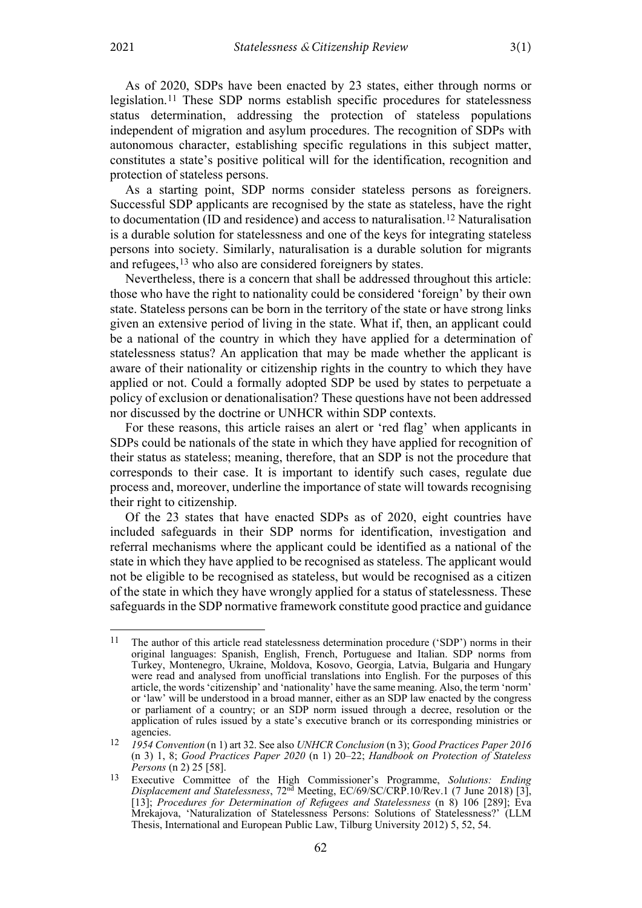As of 2020, SDPs have been enacted by 23 states, either through norms or legislation.[11] These SDP norms establish specific procedures for statelessness status determination, addressing the protection of stateless populations independent of migration and asylum procedures. The recognition of SDPs with autonomous character, establishing specific regulations in this subject matter, constitutes a state's positive political will for the identification, recognition and protection of stateless persons.

As a starting point, SDP norms consider stateless persons as foreigners. Successful SDP applicants are recognised by the state as stateless, have the right to documentation (ID and residence) and access to naturalisation.[12] Naturalisation is a durable solution for statelessness and one of the keys for integrating stateless persons into society. Similarly, naturalisation is a durable solution for migrants and refugees,[13] who also are considered foreigners by states.

Nevertheless, there is a concern that shall be addressed throughout this article: those who have the right to nationality could be considered 'foreign' by their own state. Stateless persons can be born in the territory of the state or have strong links given an extensive period of living in the state. What if, then, an applicant could be a national of the country in which they have applied for a determination of statelessness status? An application that may be made whether the applicant is aware of their nationality or citizenship rights in the country to which they have applied or not. Could a formally adopted SDP be used by states to perpetuate a policy of exclusion or denationalisation? These questions have not been addressed nor discussed by the doctrine or UNHCR within SDP contexts.

For these reasons, this article raises an alert or 'red flag' when applicants in SDPs could be nationals of the state in which they have applied for recognition of their status as stateless; meaning, therefore, that an SDP is not the procedure that corresponds to their case. It is important to identify such cases, regulate due process and, moreover, underline the importance of state will towards recognising their right to citizenship.

Of the 23 states that have enacted SDPs as of 2020, eight countries have included safeguards in their SDP norms for identification, investigation and referral mechanisms where the applicant could be identified as a national of the state in which they have applied to be recognised as stateless. The applicant would not be eligible to be recognised as stateless, but would be recognised as a citizen of the state in which they have wrongly applied for a status of statelessness. These safeguards in the SDP normative framework constitute good practice and guidance

---

[11] The author of this article read statelessness determination procedure ('SDP') norms in their original languages: Spanish, English, French, Portuguese and Italian. SDP norms from Turkey, Montenegro, Ukraine, Moldova, Kosovo, Georgia, Latvia, Bulgaria and Hungary were read and analysed from unofficial translations into English. For the purposes of this article, the words 'citizenship' and 'nationality' have the same meaning. Also, the term 'norm' or 'law' will be understood in a broad manner, either as an SDP law enacted by the congress or parliament of a country; or an SDP norm issued through a decree, resolution or the application of rules issued by a state's executive branch or its corresponding ministries or agencies.

[12] *1954 Convention* (n 1) art 32. See also *UNHCR Conclusion* (n 3); *Good Practices Paper 2016* (n 3) 1, 8; *Good Practices Paper 2020* (n 1) 20–22; *Handbook on Protection of Stateless Persons* (n 2) 25 [58].

[13] Executive Committee of the High Commissioner's Programme, *Solutions: Ending Displacement and Statelessness*, 72nd Meeting, EC/69/SC/CRP.10/Rev.1 (7 June 2018) [3], [13]; *Procedures for Determination of Refugees and Statelessness* (n 8) 106 [289]; Eva Mrekajova, 'Naturalization of Statelessness Persons: Solutions of Statelessness?' (LLM Thesis, International and European Public Law, Tilburg University 2012) 5, 52, 54.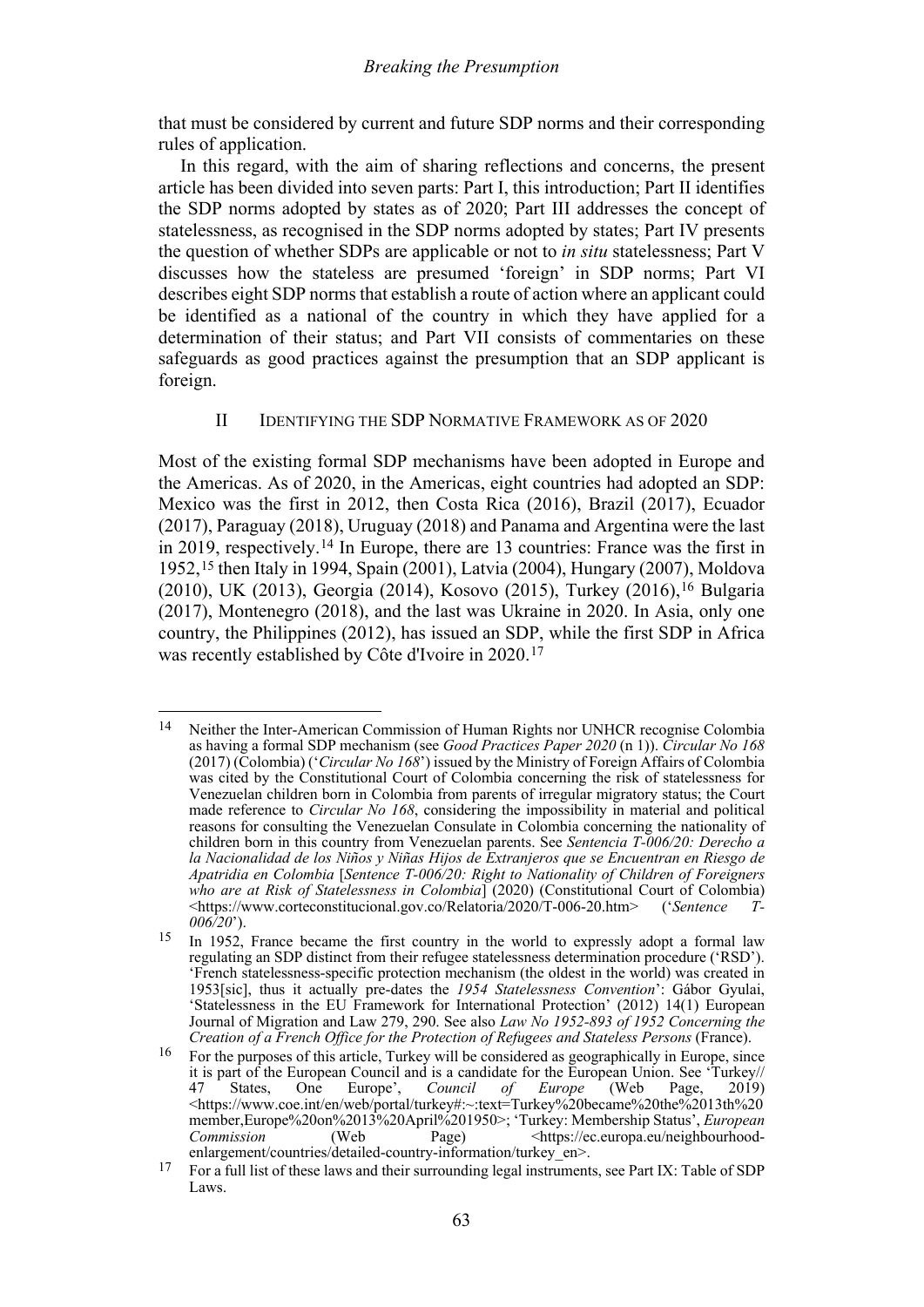that must be considered by current and future SDP norms and their corresponding rules of application.

In this regard, with the aim of sharing reflections and concerns, the present article has been divided into seven parts: Part I, this introduction; Part II identifies the SDP norms adopted by states as of 2020; Part III addresses the concept of statelessness, as recognised in the SDP norms adopted by states; Part IV presents the question of whether SDPs are applicable or not to *in situ* statelessness; Part V discusses how the stateless are presumed 'foreign' in SDP norms; Part VI describes eight SDP norms that establish a route of action where an applicant could be identified as a national of the country in which they have applied for a determination of their status; and Part VII consists of commentaries on these safeguards as good practices against the presumption that an SDP applicant is foreign.

## II IDENTIFYING THE SDP NORMATIVE FRAMEWORK AS OF 2020

Most of the existing formal SDP mechanisms have been adopted in Europe and the Americas. As of 2020, in the Americas, eight countries had adopted an SDP: Mexico was the first in 2012, then Costa Rica (2016), Brazil (2017), Ecuador (2017), Paraguay (2018), Uruguay (2018) and Panama and Argentina were the last in 2019, respectively.[14] In Europe, there are 13 countries: France was the first in 1952,[15] then Italy in 1994, Spain (2001), Latvia (2004), Hungary (2007), Moldova (2010), UK (2013), Georgia (2014), Kosovo (2015), Turkey (2016),[16] Bulgaria (2017), Montenegro (2018), and the last was Ukraine in 2020. In Asia, only one country, the Philippines (2012), has issued an SDP, while the first SDP in Africa was recently established by Côte d'Ivoire in 2020.[17]

---

[14] Neither the Inter-American Commission of Human Rights nor UNHCR recognise Colombia as having a formal SDP mechanism (see *Good Practices Paper 2020* (n 1)). *Circular No 168* (2017) (Colombia) ('*Circular No 168*') issued by the Ministry of Foreign Affairs of Colombia was cited by the Constitutional Court of Colombia concerning the risk of statelessness for Venezuelan children born in Colombia from parents of irregular migratory status; the Court made reference to *Circular No 168*, considering the impossibility in material and political reasons for consulting the Venezuelan Consulate in Colombia concerning the nationality of children born in this country from Venezuelan parents. See *Sentencia T-006/20: Derecho a la Nacionalidad de los Niños y Niñas Hijos de Extranjeros que se Encuentran en Riesgo de Apatridia en Colombia* [*Sentence T-006/20: Right to Nationality of Children of Foreigners who are at Risk of Statelessness in Colombia*] (2020) (Constitutional Court of Colombia) <https://www.corteconstitucional.gov.co/Relatoria/2020/T-006-20.htm> ('*Sentence T-006/20*').

[15] In 1952, France became the first country in the world to expressly adopt a formal law regulating an SDP distinct from their refugee statelessness determination procedure ('RSD'). 'French statelessness-specific protection mechanism (the oldest in the world) was created in 1953[sic], thus it actually pre-dates the *1954 Statelessness Convention*': Gábor Gyulai, 'Statelessness in the EU Framework for International Protection' (2012) 14(1) European Journal of Migration and Law 279, 290. See also *Law No 1952-893 of 1952 Concerning the Creation of a French Office for the Protection of Refugees and Stateless Persons* (France).

[16] For the purposes of this article, Turkey will be considered as geographically in Europe, since it is part of the European Council and is a candidate for the European Union. See 'Turkey// 47 States, One Europe', *Council of Europe* (Web Page, 2019) <https://www.coe.int/en/web/portal/turkey#:~:text=Turkey%20became%20the%2013th%20member,Europe%20on%2013%20April%201950>; 'Turkey: Membership Status', *European Commission* (Web Page) <https://ec.europa.eu/neighbourhood-enlargement/countries/detailed-country-information/turkey_en>.

[17] For a full list of these laws and their surrounding legal instruments, see Part IX: Table of SDP Laws.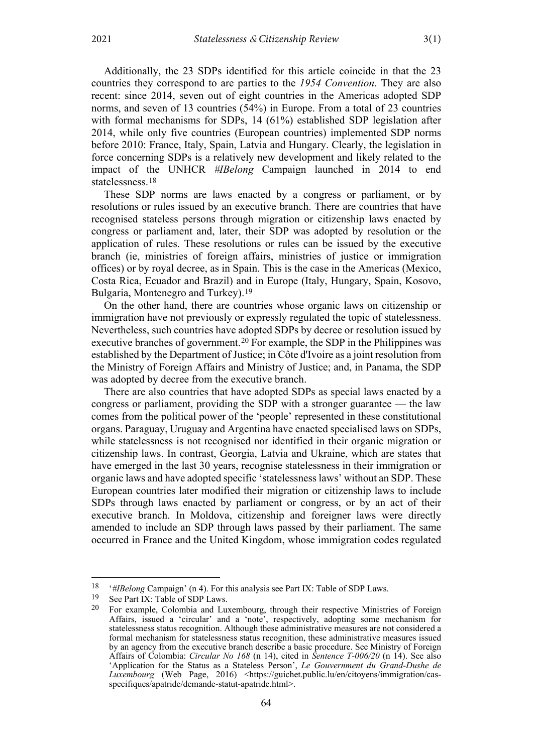Additionally, the 23 SDPs identified for this article coincide in that the 23 countries they correspond to are parties to the *1954 Convention*. They are also recent: since 2014, seven out of eight countries in the Americas adopted SDP norms, and seven of 13 countries (54%) in Europe. From a total of 23 countries with formal mechanisms for SDPs, 14 (61%) established SDP legislation after 2014, while only five countries (European countries) implemented SDP norms before 2010: France, Italy, Spain, Latvia and Hungary. Clearly, the legislation in force concerning SDPs is a relatively new development and likely related to the impact of the UNHCR *#IBelong* Campaign launched in 2014 to end statelessness.[18]

These SDP norms are laws enacted by a congress or parliament, or by resolutions or rules issued by an executive branch. There are countries that have recognised stateless persons through migration or citizenship laws enacted by congress or parliament and, later, their SDP was adopted by resolution or the application of rules. These resolutions or rules can be issued by the executive branch (ie, ministries of foreign affairs, ministries of justice or immigration offices) or by royal decree, as in Spain. This is the case in the Americas (Mexico, Costa Rica, Ecuador and Brazil) and in Europe (Italy, Hungary, Spain, Kosovo, Bulgaria, Montenegro and Turkey).[19]

On the other hand, there are countries whose organic laws on citizenship or immigration have not previously or expressly regulated the topic of statelessness. Nevertheless, such countries have adopted SDPs by decree or resolution issued by executive branches of government.[20] For example, the SDP in the Philippines was established by the Department of Justice; in Côte d'Ivoire as a joint resolution from the Ministry of Foreign Affairs and Ministry of Justice; and, in Panama, the SDP was adopted by decree from the executive branch.

There are also countries that have adopted SDPs as special laws enacted by a congress or parliament, providing the SDP with a stronger guarantee — the law comes from the political power of the 'people' represented in these constitutional organs. Paraguay, Uruguay and Argentina have enacted specialised laws on SDPs, while statelessness is not recognised nor identified in their organic migration or citizenship laws. In contrast, Georgia, Latvia and Ukraine, which are states that have emerged in the last 30 years, recognise statelessness in their immigration or organic laws and have adopted specific 'statelessness laws' without an SDP. These European countries later modified their migration or citizenship laws to include SDPs through laws enacted by parliament or congress, or by an act of their executive branch. In Moldova, citizenship and foreigner laws were directly amended to include an SDP through laws passed by their parliament. The same occurred in France and the United Kingdom, whose immigration codes regulated

---

[18] '*#IBelong* Campaign' (n 4). For this analysis see Part IX: Table of SDP Laws.

[19] See Part IX: Table of SDP Laws.

[20] For example, Colombia and Luxembourg, through their respective Ministries of Foreign Affairs, issued a 'circular' and a 'note', respectively, adopting some mechanism for statelessness status recognition. Although these administrative measures are not considered a formal mechanism for statelessness status recognition, these administrative measures issued by an agency from the executive branch describe a basic procedure. See Ministry of Foreign Affairs of Colombia: *Circular No 168* (n 14), cited in *Sentence T-006/20* (n 14). See also 'Application for the Status as a Stateless Person', *Le Gouvernment du Grand-Dushe de Luxembourg* (Web Page, 2016) <https://guichet.public.lu/en/citoyens/immigration/cas-specifiques/apatride/demande-statut-apatride.html>.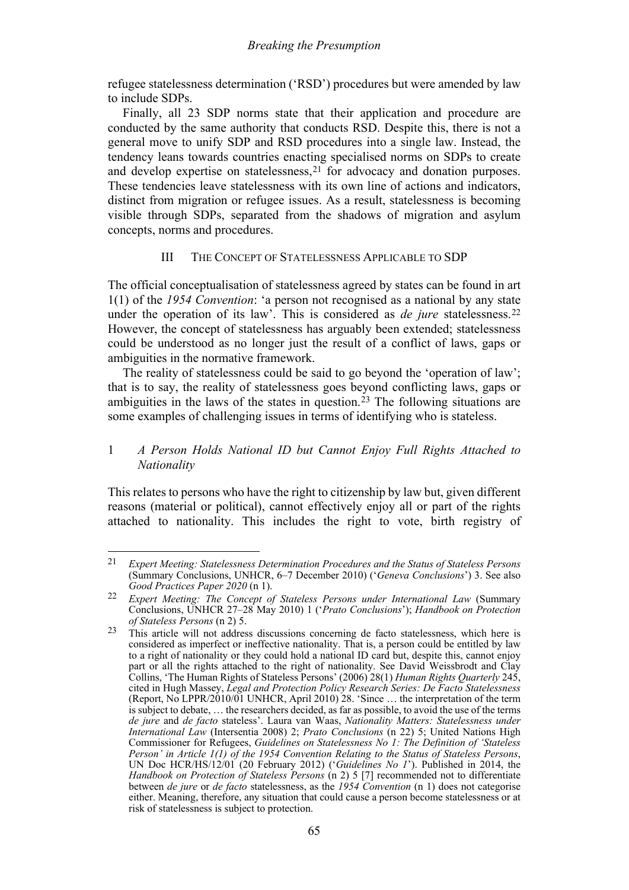refugee statelessness determination ('RSD') procedures but were amended by law to include SDPs.

Finally, all 23 SDP norms state that their application and procedure are conducted by the same authority that conducts RSD. Despite this, there is not a general move to unify SDP and RSD procedures into a single law. Instead, the tendency leans towards countries enacting specialised norms on SDPs to create and develop expertise on statelessness,[21] for advocacy and donation purposes. These tendencies leave statelessness with its own line of actions and indicators, distinct from migration or refugee issues. As a result, statelessness is becoming visible through SDPs, separated from the shadows of migration and asylum concepts, norms and procedures.

## III THE CONCEPT OF STATELESSNESS APPLICABLE TO SDP

The official conceptualisation of statelessness agreed by states can be found in art 1(1) of the *1954 Convention*: 'a person not recognised as a national by any state under the operation of its law'. This is considered as *de jure* statelessness.[22] However, the concept of statelessness has arguably been extended; statelessness could be understood as no longer just the result of a conflict of laws, gaps or ambiguities in the normative framework.

The reality of statelessness could be said to go beyond the 'operation of law'; that is to say, the reality of statelessness goes beyond conflicting laws, gaps or ambiguities in the laws of the states in question.[23] The following situations are some examples of challenging issues in terms of identifying who is stateless.

### 1 *A Person Holds National ID but Cannot Enjoy Full Rights Attached to Nationality*

This relates to persons who have the right to citizenship by law but, given different reasons (material or political), cannot effectively enjoy all or part of the rights attached to nationality. This includes the right to vote, birth registry of

---

[21] *Expert Meeting: Statelessness Determination Procedures and the Status of Stateless Persons* (Summary Conclusions, UNHCR, 6–7 December 2010) ('*Geneva Conclusions*') 3. See also *Good Practices Paper 2020* (n 1).

[22] *Expert Meeting: The Concept of Stateless Persons under International Law* (Summary Conclusions, UNHCR 27–28 May 2010) 1 ('*Prato Conclusions*'); *Handbook on Protection of Stateless Persons* (n 2) 5.

[23] This article will not address discussions concerning de facto statelessness, which here is considered as imperfect or ineffective nationality. That is, a person could be entitled by law to a right of nationality or they could hold a national ID card but, despite this, cannot enjoy part or all the rights attached to the right of nationality. See David Weissbrodt and Clay Collins, 'The Human Rights of Stateless Persons' (2006) 28(1) *Human Rights Quarterly* 245, cited in Hugh Massey, *Legal and Protection Policy Research Series: De Facto Statelessness* (Report, No LPPR/2010/01 UNHCR, April 2010) 28. 'Since … the interpretation of the term is subject to debate, … the researchers decided, as far as possible, to avoid the use of the terms *de jure* and *de facto* stateless'. Laura van Waas, *Nationality Matters: Statelessness under International Law* (Intersentia 2008) 2; *Prato Conclusions* (n 22) 5; United Nations High Commissioner for Refugees, *Guidelines on Statelessness No 1: The Definition of 'Stateless Person' in Article 1(1) of the 1954 Convention Relating to the Status of Stateless Persons*, UN Doc HCR/HS/12/01 (20 February 2012) ('*Guidelines No 1*'). Published in 2014, the *Handbook on Protection of Stateless Persons* (n 2) 5 [7] recommended not to differentiate between *de jure* or *de facto* statelessness, as the *1954 Convention* (n 1) does not categorise either. Meaning, therefore, any situation that could cause a person become statelessness or at risk of statelessness is subject to protection.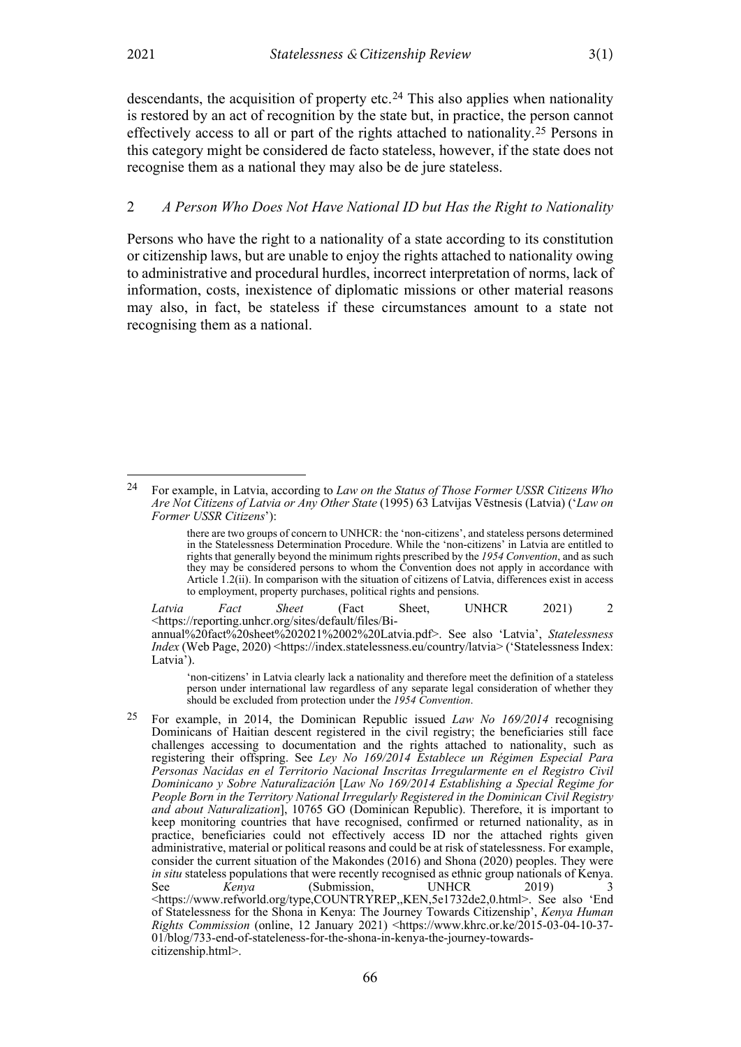descendants, the acquisition of property etc.[24] This also applies when nationality is restored by an act of recognition by the state but, in practice, the person cannot effectively access to all or part of the rights attached to nationality.[25] Persons in this category might be considered de facto stateless, however, if the state does not recognise them as a national they may also be de jure stateless.

### 2 *A Person Who Does Not Have National ID but Has the Right to Nationality*

Persons who have the right to a nationality of a state according to its constitution or citizenship laws, but are unable to enjoy the rights attached to nationality owing to administrative and procedural hurdles, incorrect interpretation of norms, lack of information, costs, inexistence of diplomatic missions or other material reasons may also, in fact, be stateless if these circumstances amount to a state not recognising them as a national.

---

[24] For example, in Latvia, according to *Law on the Status of Those Former USSR Citizens Who Are Not Citizens of Latvia or Any Other State* (1995) 63 Latvijas Vēstnesis (Latvia) ('*Law on Former USSR Citizens*'):

> there are two groups of concern to UNHCR: the 'non-citizens', and stateless persons determined in the Statelessness Determination Procedure. While the 'non-citizens' in Latvia are entitled to rights that generally beyond the minimum rights prescribed by the *1954 Convention*, and as such they may be considered persons to whom the Convention does not apply in accordance with Article 1.2(ii). In comparison with the situation of citizens of Latvia, differences exist in access to employment, property purchases, political rights and pensions.

*Latvia Fact Sheet* (Fact Sheet, UNHCR 2021) 2 <https://reporting.unhcr.org/sites/default/files/Bi-annual%20fact%20sheet%202021%2002%20Latvia.pdf>. See also 'Latvia', *Statelessness Index* (Web Page, 2020) <https://index.statelessness.eu/country/latvia> ('Statelessness Index: Latvia').

> 'non-citizens' in Latvia clearly lack a nationality and therefore meet the definition of a stateless person under international law regardless of any separate legal consideration of whether they should be excluded from protection under the *1954 Convention*.

[25] For example, in 2014, the Dominican Republic issued *Law No 169/2014* recognising Dominicans of Haitian descent registered in the civil registry; the beneficiaries still face challenges accessing to documentation and the rights attached to nationality, such as registering their offspring. See *Ley No 169/2014 Establece un Régimen Especial Para Personas Nacidas en el Territorio Nacional Inscritas Irregularmente en el Registro Civil Dominicano y Sobre Naturalización* [*Law No 169/2014 Establishing a Special Regime for People Born in the Territory National Irregularly Registered in the Dominican Civil Registry and about Naturalization*], 10765 GO (Dominican Republic). Therefore, it is important to keep monitoring countries that have recognised, confirmed or returned nationality, as in practice, beneficiaries could not effectively access ID nor the attached rights given administrative, material or political reasons and could be at risk of statelessness. For example, consider the current situation of the Makondes (2016) and Shona (2020) peoples. They were *in situ* stateless populations that were recently recognised as ethnic group nationals of Kenya. See *Kenya* (Submission, UNHCR 2019) 3 <https://www.refworld.org/type,COUNTRYREP,,KEN,5e1732de2,0.html>. See also 'End of Statelessness for the Shona in Kenya: The Journey Towards Citizenship', *Kenya Human Rights Commission* (online, 12 January 2021) <https://www.khrc.or.ke/2015-03-04-10-37-01/blog/733-end-of-stateleness-for-the-shona-in-kenya-the-journey-towards-citizenship.html>.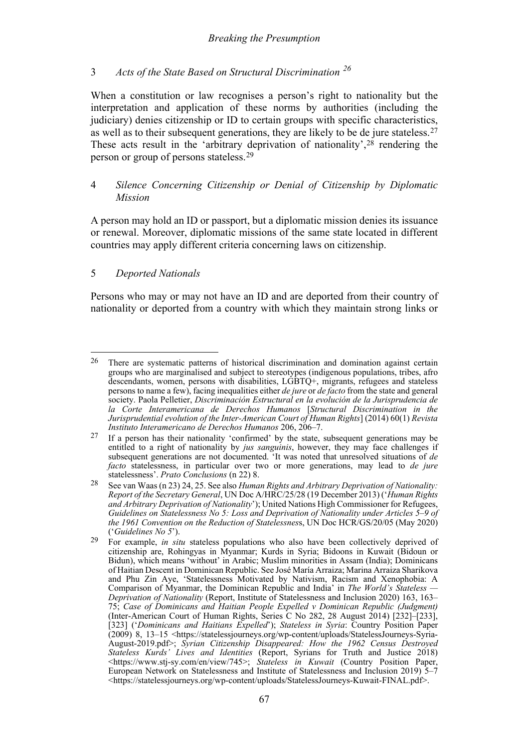### 3 *Acts of the State Based on Structural Discrimination* [26]

When a constitution or law recognises a person's right to nationality but the interpretation and application of these norms by authorities (including the judiciary) denies citizenship or ID to certain groups with specific characteristics, as well as to their subsequent generations, they are likely to be de jure stateless.[27] These acts result in the 'arbitrary deprivation of nationality',[28] rendering the person or group of persons stateless.[29]

### 4 *Silence Concerning Citizenship or Denial of Citizenship by Diplomatic Mission*

A person may hold an ID or passport, but a diplomatic mission denies its issuance or renewal. Moreover, diplomatic missions of the same state located in different countries may apply different criteria concerning laws on citizenship.

### 5 *Deported Nationals*

Persons who may or may not have an ID and are deported from their country of nationality or deported from a country with which they maintain strong links or

---

[26] There are systematic patterns of historical discrimination and domination against certain groups who are marginalised and subject to stereotypes (indigenous populations, tribes, afro descendants, women, persons with disabilities, LGBTQ+, migrants, refugees and stateless persons to name a few), facing inequalities either *de jure* or *de facto* from the state and general society. Paola Pelletier, *Discriminación Estructural en la evolución de la Jurisprudencia de la Corte Interamericana de Derechos Humanos* [*Structural Discrimination in the Jurisprudential evolution of the Inter-American Court of Human Rights*] (2014) 60(1) *Revista Instituto Interamericano de Derechos Humanos* 206, 206–7.

[27] If a person has their nationality 'confirmed' by the state, subsequent generations may be entitled to a right of nationality by *jus sanguinis*, however, they may face challenges if subsequent generations are not documented. 'It was noted that unresolved situations of *de facto* statelessness, in particular over two or more generations, may lead to *de jure* statelessness'. *Prato Conclusions* (n 22) 8.

[28] See van Waas (n 23) 24, 25. See also *Human Rights and Arbitrary Deprivation of Nationality: Report of the Secretary General*, UN Doc A/HRC/25/28 (19 December 2013) ('*Human Rights and Arbitrary Deprivation of Nationality*'); United Nations High Commissioner for Refugees, *Guidelines on Statelessness No 5: Loss and Deprivation of Nationality under Articles 5–9 of the 1961 Convention on the Reduction of Statelessness*, UN Doc HCR/GS/20/05 (May 2020) ('*Guidelines No 5*').

[29] For example, *in situ* stateless populations who also have been collectively deprived of citizenship are, Rohingyas in Myanmar; Kurds in Syria; Bidoons in Kuwait (Bidoun or Bidun), which means 'without' in Arabic; Muslim minorities in Assam (India); Dominicans of Haitian Descent in Dominican Republic. See José María Arraiza; Marina Arraiza Sharikova and Phu Zin Aye, 'Statelessness Motivated by Nativism, Racism and Xenophobia: A Comparison of Myanmar, the Dominican Republic and India' in *The World's Stateless — Deprivation of Nationality* (Report, Institute of Statelessness and Inclusion 2020) 163, 163–75; *Case of Dominicans and Haitian People Expelled v Dominican Republic (Judgment)* (Inter-American Court of Human Rights, Series C No 282, 28 August 2014) [232]–[233], [323] ('*Dominicans and Haitians Expelled*'); *Stateless in Syria*: Country Position Paper (2009) 8, 13–15 <https://statelessjourneys.org/wp-content/uploads/StatelessJourneys-Syria-August-2019.pdf>; *Syrian Citizenship Disappeared: How the 1962 Census Destroyed Stateless Kurds' Lives and Identities* (Report, Syrians for Truth and Justice 2018) <https://www.stj-sy.com/en/view/745>; *Stateless in Kuwait* (Country Position Paper, European Network on Statelessness and Institute of Statelessness and Inclusion 2019) 5–7 <https://statelessjourneys.org/wp-content/uploads/StatelessJourneys-Kuwait-FINAL.pdf>.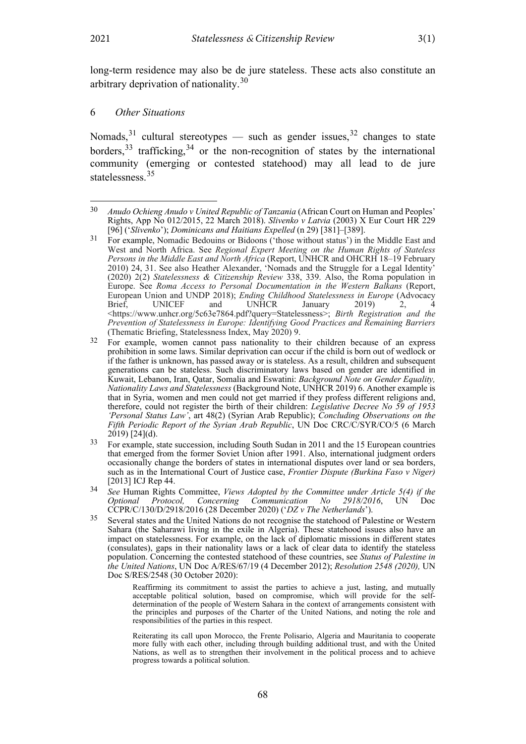long-term residence may also be de jure stateless. These acts also constitute an arbitrary deprivation of nationality.[30]

### 6 *Other Situations*

Nomads,[31] cultural stereotypes — such as gender issues,[32] changes to state borders,[33] trafficking,[34] or the non-recognition of states by the international community (emerging or contested statehood) may all lead to de jure statelessness.[35]

---

[30] *Anudo Ochieng Anudo v United Republic of Tanzania* (African Court on Human and Peoples' Rights, App No 012/2015, 22 March 2018). *Slivenko v Latvia* (2003) X Eur Court HR 229 [96] ('*Slivenko*'); *Dominicans and Haitians Expelled* (n 29) [381]–[389].

[31] For example, Nomadic Bedouins or Bidoons ('those without status') in the Middle East and West and North Africa. See *Regional Expert Meeting on the Human Rights of Stateless Persons in the Middle East and North Africa* (Report, UNHCR and OHCRH 18–19 February 2010) 24, 31. See also Heather Alexander, 'Nomads and the Struggle for a Legal Identity' (2020) 2(2) *Statelessness & Citizenship Review* 338, 339. Also, the Roma population in Europe. See *Roma Access to Personal Documentation in the Western Balkans* (Report, European Union and UNDP 2018); *Ending Childhood Statelessness in Europe* (Advocacy Brief, UNICEF and UNHCR January 2019) 2, 4 <https://www.unhcr.org/5c63e7864.pdf?query=Statelessness>; *Birth Registration and the Prevention of Statelessness in Europe: Identifying Good Practices and Remaining Barriers* (Thematic Briefing, Statelessness Index, May 2020) 9.

[32] For example, women cannot pass nationality to their children because of an express prohibition in some laws. Similar deprivation can occur if the child is born out of wedlock or if the father is unknown, has passed away or is stateless. As a result, children and subsequent generations can be stateless. Such discriminatory laws based on gender are identified in Kuwait, Lebanon, Iran, Qatar, Somalia and Eswatini: *Background Note on Gender Equality, Nationality Laws and Statelessness* (Background Note, UNHCR 2019) 6. Another example is that in Syria, women and men could not get married if they profess different religions and, therefore, could not register the birth of their children: *Legislative Decree No 59 of 1953 'Personal Status Law'*, art 48(2) (Syrian Arab Republic); *Concluding Observations on the Fifth Periodic Report of the Syrian Arab Republic*, UN Doc CRC/C/SYR/CO/5 (6 March 2019) [24](d).

[33] For example, state succession, including South Sudan in 2011 and the 15 European countries that emerged from the former Soviet Union after 1991. Also, international judgment orders occasionally change the borders of states in international disputes over land or sea borders, such as in the International Court of Justice case, *Frontier Dispute (Burkina Faso v Niger)* [2013] ICJ Rep 44.

[34] *See* Human Rights Committee, *Views Adopted by the Committee under Article 5(4) if the Optional Protocol, Concerning Communication No 2918/2016*, UN Doc CCPR/C/130/D/2918/2016 (28 December 2020) ('*DZ v The Netherlands*').

[35] Several states and the United Nations do not recognise the statehood of Palestine or Western Sahara (the Saharawi living in the exile in Algeria). These statehood issues also have an impact on statelessness. For example, on the lack of diplomatic missions in different states (consulates), gaps in their nationality laws or a lack of clear data to identify the stateless population. Concerning the contested statehood of these countries, see *Status of Palestine in the United Nations*, UN Doc A/RES/67/19 (4 December 2012); *Resolution 2548 (2020),* UN Doc S/RES/2548 (30 October 2020):

> Reaffirming its commitment to assist the parties to achieve a just, lasting, and mutually acceptable political solution, based on compromise, which will provide for the self-determination of the people of Western Sahara in the context of arrangements consistent with the principles and purposes of the Charter of the United Nations, and noting the role and responsibilities of the parties in this respect.
>
> Reiterating its call upon Morocco, the Frente Polisario, Algeria and Mauritania to cooperate more fully with each other, including through building additional trust, and with the United Nations, as well as to strengthen their involvement in the political process and to achieve progress towards a political solution.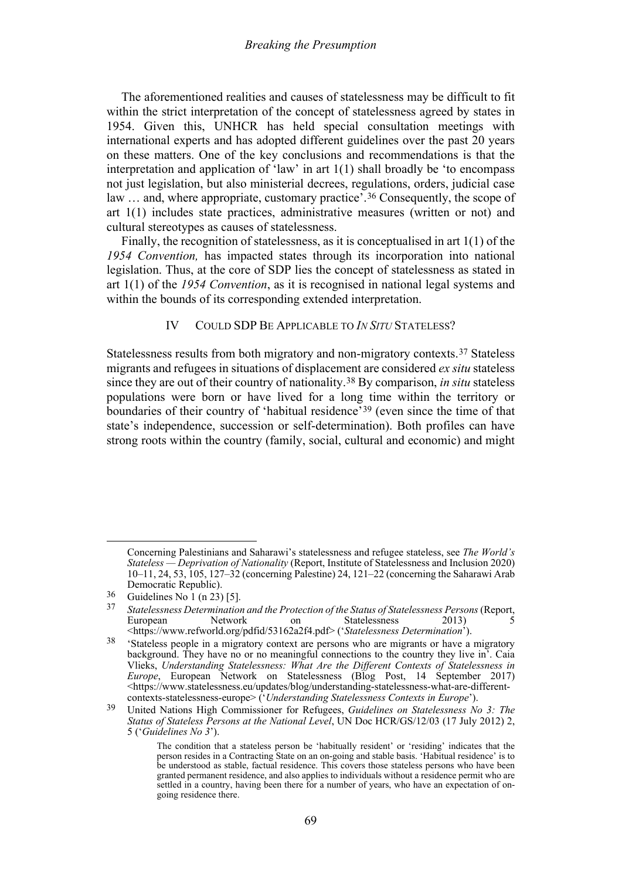The aforementioned realities and causes of statelessness may be difficult to fit within the strict interpretation of the concept of statelessness agreed by states in 1954. Given this, UNHCR has held special consultation meetings with international experts and has adopted different guidelines over the past 20 years on these matters. One of the key conclusions and recommendations is that the interpretation and application of 'law' in art 1(1) shall broadly be 'to encompass not just legislation, but also ministerial decrees, regulations, orders, judicial case law … and, where appropriate, customary practice'.[36] Consequently, the scope of art 1(1) includes state practices, administrative measures (written or not) and cultural stereotypes as causes of statelessness.

Finally, the recognition of statelessness, as it is conceptualised in art 1(1) of the *1954 Convention,* has impacted states through its incorporation into national legislation. Thus, at the core of SDP lies the concept of statelessness as stated in art 1(1) of the *1954 Convention*, as it is recognised in national legal systems and within the bounds of its corresponding extended interpretation.

## IV COULD SDP BE APPLICABLE TO *IN SITU* STATELESS?

Statelessness results from both migratory and non-migratory contexts.[37] Stateless migrants and refugees in situations of displacement are considered *ex situ* stateless since they are out of their country of nationality.[38] By comparison, *in situ* stateless populations were born or have lived for a long time within the territory or boundaries of their country of 'habitual residence'[39] (even since the time of that state's independence, succession or self-determination). Both profiles can have strong roots within the country (family, social, cultural and economic) and might

---

Concerning Palestinians and Saharawi's statelessness and refugee stateless, see *The World's Stateless — Deprivation of Nationality* (Report, Institute of Statelessness and Inclusion 2020) 10–11, 24, 53, 105, 127–32 (concerning Palestine) 24, 121–22 (concerning the Saharawi Arab Democratic Republic).

[36] Guidelines No 1 (n 23) [5].

[37] *Statelessness Determination and the Protection of the Status of Statelessness Persons* (Report, European Network on Statelessness 2013) 5 <https://www.refworld.org/pdfid/53162a2f4.pdf> ('*Statelessness Determination*').

[38] 'Stateless people in a migratory context are persons who are migrants or have a migratory background. They have no or no meaningful connections to the country they live in'. Caia Vlieks, *Understanding Statelessness: What Are the Different Contexts of Statelessness in Europe*, European Network on Statelessness (Blog Post, 14 September 2017) <https://www.statelessness.eu/updates/blog/understanding-statelessness-what-are-different-contexts-statelessness-europe> ('*Understanding Statelessness Contexts in Europe*').

[39] United Nations High Commissioner for Refugees, *Guidelines on Statelessness No 3: The Status of Stateless Persons at the National Level*, UN Doc HCR/GS/12/03 (17 July 2012) 2, 5 ('*Guidelines No 3*').

> The condition that a stateless person be 'habitually resident' or 'residing' indicates that the person resides in a Contracting State on an on-going and stable basis. 'Habitual residence' is to be understood as stable, factual residence. This covers those stateless persons who have been granted permanent residence, and also applies to individuals without a residence permit who are settled in a country, having been there for a number of years, who have an expectation of on-going residence there.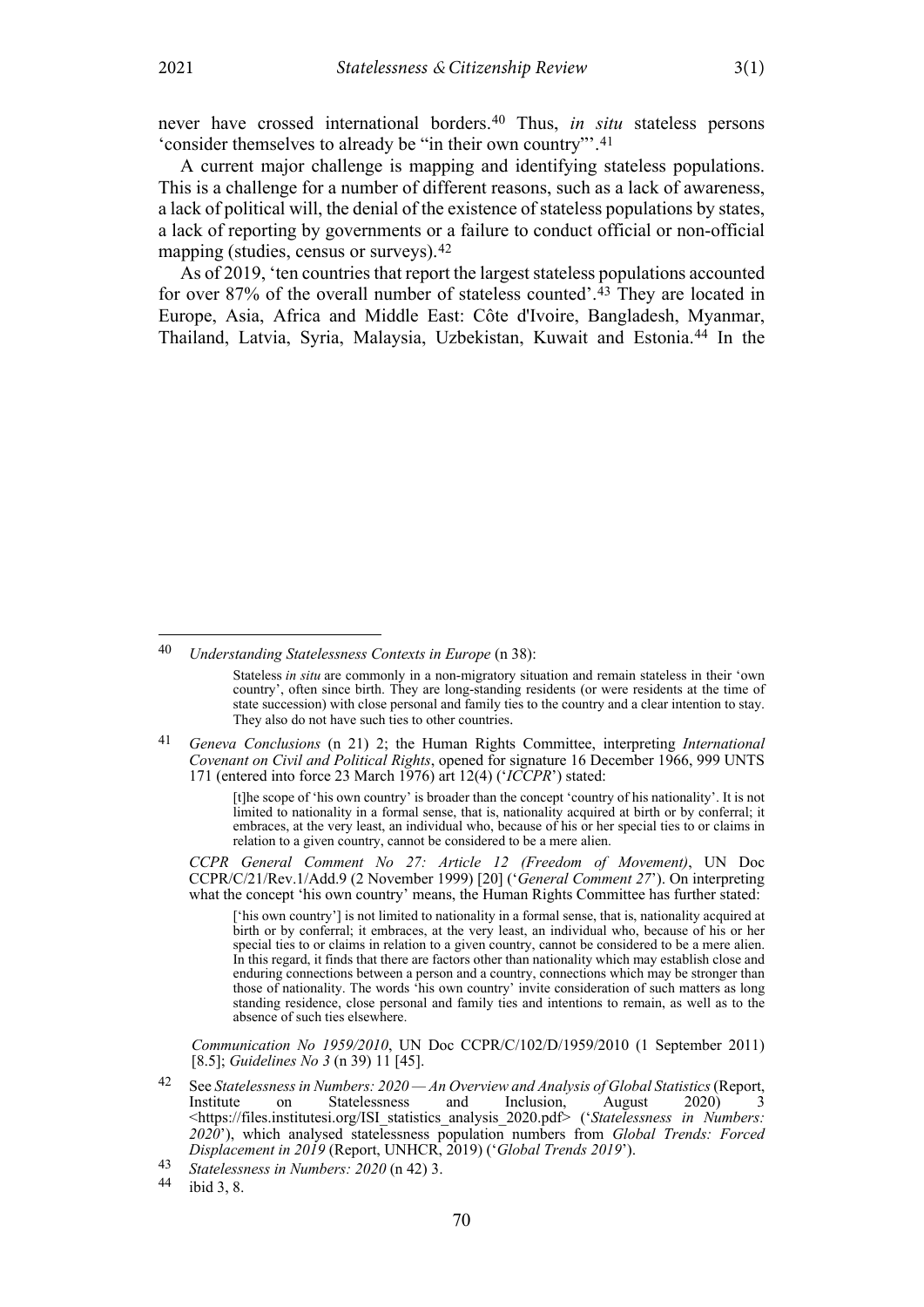never have crossed international borders.[40] Thus, *in situ* stateless persons 'consider themselves to already be "in their own country"'.[41]

A current major challenge is mapping and identifying stateless populations. This is a challenge for a number of different reasons, such as a lack of awareness, a lack of political will, the denial of the existence of stateless populations by states, a lack of reporting by governments or a failure to conduct official or non-official mapping (studies, census or surveys).[42]

As of 2019, 'ten countries that report the largest stateless populations accounted for over 87% of the overall number of stateless counted'.[43] They are located in Europe, Asia, Africa and Middle East: Côte d'Ivoire, Bangladesh, Myanmar, Thailand, Latvia, Syria, Malaysia, Uzbekistan, Kuwait and Estonia.[44] In the

---

[40] *Understanding Statelessness Contexts in Europe* (n 38):

> Stateless *in situ* are commonly in a non-migratory situation and remain stateless in their 'own country', often since birth. They are long-standing residents (or were residents at the time of state succession) with close personal and family ties to the country and a clear intention to stay. They also do not have such ties to other countries.

[41] *Geneva Conclusions* (n 21) 2; the Human Rights Committee, interpreting *International Covenant on Civil and Political Rights*, opened for signature 16 December 1966, 999 UNTS 171 (entered into force 23 March 1976) art 12(4) ('*ICCPR*') stated:

> [t]he scope of 'his own country' is broader than the concept 'country of his nationality'. It is not limited to nationality in a formal sense, that is, nationality acquired at birth or by conferral; it embraces, at the very least, an individual who, because of his or her special ties to or claims in relation to a given country, cannot be considered to be a mere alien.

*CCPR General Comment No 27: Article 12 (Freedom of Movement)*, UN Doc CCPR/C/21/Rev.1/Add.9 (2 November 1999) [20] ('*General Comment 27*'). On interpreting what the concept 'his own country' means, the Human Rights Committee has further stated:

> ['his own country'] is not limited to nationality in a formal sense, that is, nationality acquired at birth or by conferral; it embraces, at the very least, an individual who, because of his or her special ties to or claims in relation to a given country, cannot be considered to be a mere alien. In this regard, it finds that there are factors other than nationality which may establish close and enduring connections between a person and a country, connections which may be stronger than those of nationality. The words 'his own country' invite consideration of such matters as long standing residence, close personal and family ties and intentions to remain, as well as to the absence of such ties elsewhere.

*Communication No 1959/2010*, UN Doc CCPR/C/102/D/1959/2010 (1 September 2011) [8.5]; *Guidelines No 3* (n 39) 11 [45].

[42] See *Statelessness in Numbers: 2020 — An Overview and Analysis of Global Statistics* (Report, Institute on Statelessness and Inclusion, August 2020) 3 <https://files.institutesi.org/ISI_statistics_analysis_2020.pdf> ('*Statelessness in Numbers: 2020*'), which analysed statelessness population numbers from *Global Trends: Forced Displacement in 2019* (Report, UNHCR, 2019) ('*Global Trends 2019*').

[43] *Statelessness in Numbers: 2020* (n 42) 3.

[44] ibid 3, 8.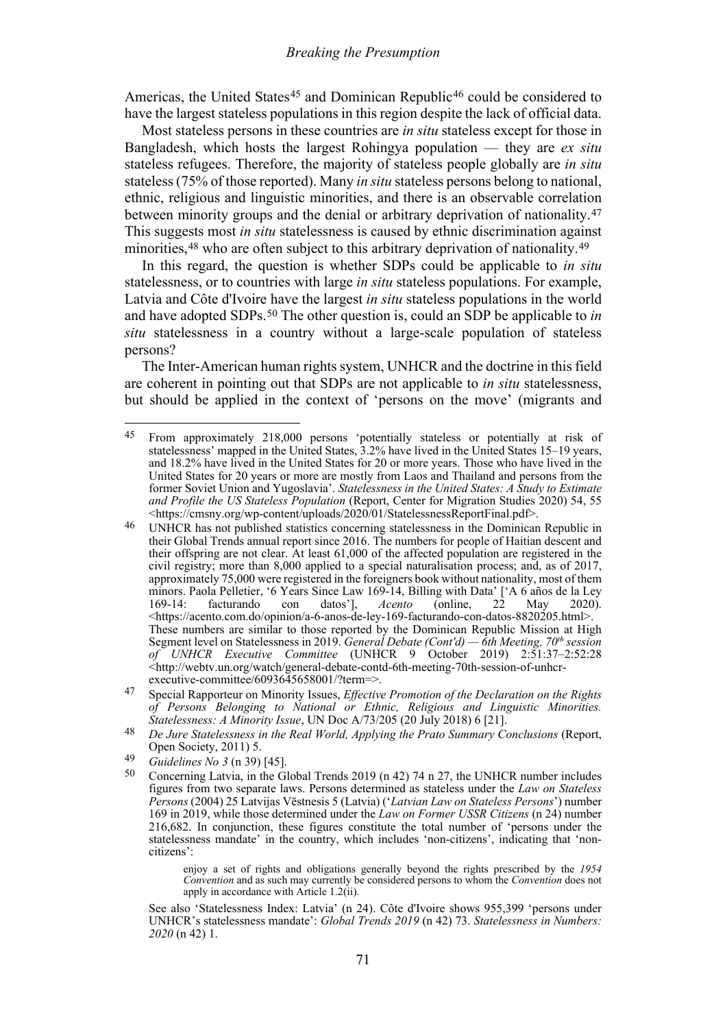Americas, the United States[45] and Dominican Republic[46] could be considered to have the largest stateless populations in this region despite the lack of official data.

Most stateless persons in these countries are *in situ* stateless except for those in Bangladesh, which hosts the largest Rohingya population — they are *ex situ* stateless refugees. Therefore, the majority of stateless people globally are *in situ* stateless (75% of those reported). Many *in situ* stateless persons belong to national, ethnic, religious and linguistic minorities, and there is an observable correlation between minority groups and the denial or arbitrary deprivation of nationality.[47] This suggests most *in situ* statelessness is caused by ethnic discrimination against minorities,[48] who are often subject to this arbitrary deprivation of nationality.[49]

In this regard, the question is whether SDPs could be applicable to *in situ* statelessness, or to countries with large *in situ* stateless populations. For example, Latvia and Côte d'Ivoire have the largest *in situ* stateless populations in the world and have adopted SDPs.[50] The other question is, could an SDP be applicable to *in situ* statelessness in a country without a large-scale population of stateless persons?

The Inter-American human rights system, UNHCR and the doctrine in this field are coherent in pointing out that SDPs are not applicable to *in situ* statelessness, but should be applied in the context of 'persons on the move' (migrants and

---

[45] From approximately 218,000 persons 'potentially stateless or potentially at risk of statelessness' mapped in the United States, 3.2% have lived in the United States 15–19 years, and 18.2% have lived in the United States for 20 or more years. Those who have lived in the United States for 20 years or more are mostly from Laos and Thailand and persons from the former Soviet Union and Yugoslavia'. *Statelessness in the United States: A Study to Estimate and Profile the US Stateless Population* (Report, Center for Migration Studies 2020) 54, 55 <https://cmsny.org/wp-content/uploads/2020/01/StatelessnessReportFinal.pdf>.

[46] UNHCR has not published statistics concerning statelessness in the Dominican Republic in their Global Trends annual report since 2016. The numbers for people of Haitian descent and their offspring are not clear. At least 61,000 of the affected population are registered in the civil registry; more than 8,000 applied to a special naturalisation process; and, as of 2017, approximately 75,000 were registered in the foreigners book without nationality, most of them minors. Paola Pelletier, '6 Years Since Law 169-14, Billing with Data' ['A 6 años de la Ley 169-14: facturando con datos'], *Acento* (online, 22 May 2020). <https://acento.com.do/opinion/a-6-anos-de-ley-169-facturando-con-datos-8820205.html>. These numbers are similar to those reported by the Dominican Republic Mission at High Segment level on Statelessness in 2019. *General Debate (Cont'd) — 6th Meeting, 70th session of UNHCR Executive Committee* (UNHCR 9 October 2019) 2:51:37–2:52:28 <http://webtv.un.org/watch/general-debate-contd-6th-meeting-70th-session-of-unhcr-executive-committee/6093645658001/?term=>.

[47] Special Rapporteur on Minority Issues, *Effective Promotion of the Declaration on the Rights of Persons Belonging to National or Ethnic, Religious and Linguistic Minorities. Statelessness: A Minority Issue*, UN Doc A/73/205 (20 July 2018) 6 [21].

[48] *De Jure Statelessness in the Real World, Applying the Prato Summary Conclusions* (Report, Open Society, 2011) 5.

[49] *Guidelines No 3* (n 39) [45].

[50] Concerning Latvia, in the Global Trends 2019 (n 42) 74 n 27, the UNHCR number includes figures from two separate laws. Persons determined as stateless under the *Law on Stateless Persons* (2004) 25 Latvijas Vēstnesis 5 (Latvia) ('*Latvian Law on Stateless Persons*') number 169 in 2019, while those determined under the *Law on Former USSR Citizens* (n 24) number 216,682. In conjunction, these figures constitute the total number of 'persons under the statelessness mandate' in the country, which includes 'non-citizens', indicating that 'non-citizens':

> enjoy a set of rights and obligations generally beyond the rights prescribed by the *1954 Convention* and as such may currently be considered persons to whom the *Convention* does not apply in accordance with Article 1.2(ii).

See also 'Statelessness Index: Latvia' (n 24). Côte d'Ivoire shows 955,399 'persons under UNHCR's statelessness mandate': *Global Trends 2019* (n 42) 73. *Statelessness in Numbers: 2020* (n 42) 1.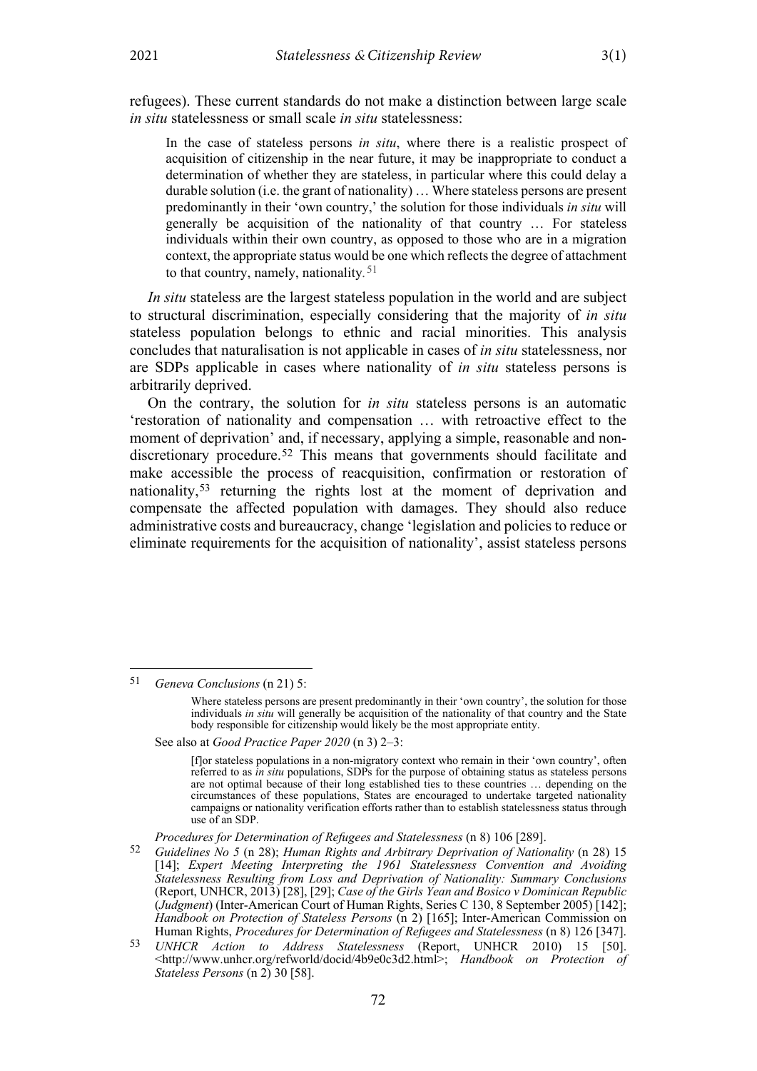refugees). These current standards do not make a distinction between large scale *in situ* statelessness or small scale *in situ* statelessness:

> In the case of stateless persons *in situ*, where there is a realistic prospect of acquisition of citizenship in the near future, it may be inappropriate to conduct a determination of whether they are stateless, in particular where this could delay a durable solution (i.e. the grant of nationality) … Where stateless persons are present predominantly in their 'own country,' the solution for those individuals *in situ* will generally be acquisition of the nationality of that country … For stateless individuals within their own country, as opposed to those who are in a migration context, the appropriate status would be one which reflects the degree of attachment to that country, namely, nationality.[51]

*In situ* stateless are the largest stateless population in the world and are subject to structural discrimination, especially considering that the majority of *in situ* stateless population belongs to ethnic and racial minorities. This analysis concludes that naturalisation is not applicable in cases of *in situ* statelessness, nor are SDPs applicable in cases where nationality of *in situ* stateless persons is arbitrarily deprived.

On the contrary, the solution for *in situ* stateless persons is an automatic 'restoration of nationality and compensation … with retroactive effect to the moment of deprivation' and, if necessary, applying a simple, reasonable and non-discretionary procedure.[52] This means that governments should facilitate and make accessible the process of reacquisition, confirmation or restoration of nationality,[53] returning the rights lost at the moment of deprivation and compensate the affected population with damages. They should also reduce administrative costs and bureaucracy, change 'legislation and policies to reduce or eliminate requirements for the acquisition of nationality', assist stateless persons

---

[51] *Geneva Conclusions* (n 21) 5:

> Where stateless persons are present predominantly in their 'own country', the solution for those individuals *in situ* will generally be acquisition of the nationality of that country and the State body responsible for citizenship would likely be the most appropriate entity.

See also at *Good Practice Paper 2020* (n 3) 2–3:

> [f]or stateless populations in a non-migratory context who remain in their 'own country', often referred to as *in situ* populations, SDPs for the purpose of obtaining status as stateless persons are not optimal because of their long established ties to these countries … depending on the circumstances of these populations, States are encouraged to undertake targeted nationality campaigns or nationality verification efforts rather than to establish statelessness status through use of an SDP.

*Procedures for Determination of Refugees and Statelessness* (n 8) 106 [289].

[52] *Guidelines No 5* (n 28); *Human Rights and Arbitrary Deprivation of Nationality* (n 28) 15 [14]; *Expert Meeting Interpreting the 1961 Statelessness Convention and Avoiding Statelessness Resulting from Loss and Deprivation of Nationality: Summary Conclusions* (Report, UNHCR, 2013) [28], [29]; *Case of the Girls Yean and Bosico v Dominican Republic* (*Judgment*) (Inter-American Court of Human Rights, Series C 130, 8 September 2005) [142]; *Handbook on Protection of Stateless Persons* (n 2) [165]; Inter-American Commission on Human Rights, *Procedures for Determination of Refugees and Statelessness* (n 8) 126 [347].

[53] *UNHCR Action to Address Statelessness* (Report, UNHCR 2010) 15 [50]. <http://www.unhcr.org/refworld/docid/4b9e0c3d2.html>; *Handbook on Protection of Stateless Persons* (n 2) 30 [58].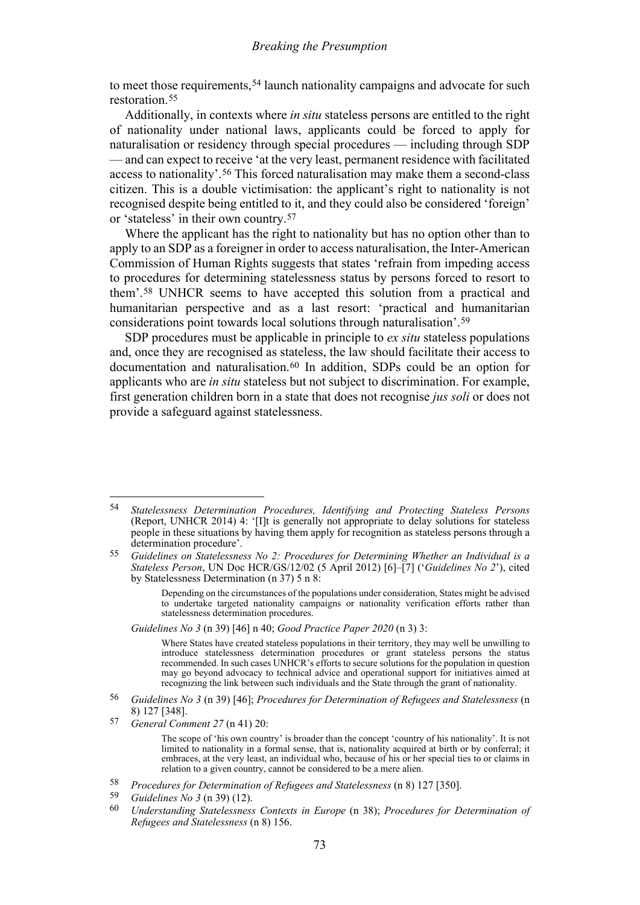to meet those requirements,[54] launch nationality campaigns and advocate for such restoration.[55]

Additionally, in contexts where *in situ* stateless persons are entitled to the right of nationality under national laws, applicants could be forced to apply for naturalisation or residency through special procedures — including through SDP — and can expect to receive 'at the very least, permanent residence with facilitated access to nationality'.[56] This forced naturalisation may make them a second-class citizen. This is a double victimisation: the applicant's right to nationality is not recognised despite being entitled to it, and they could also be considered 'foreign' or 'stateless' in their own country.[57]

Where the applicant has the right to nationality but has no option other than to apply to an SDP as a foreigner in order to access naturalisation, the Inter-American Commission of Human Rights suggests that states 'refrain from impeding access to procedures for determining statelessness status by persons forced to resort to them'.[58] UNHCR seems to have accepted this solution from a practical and humanitarian perspective and as a last resort: 'practical and humanitarian considerations point towards local solutions through naturalisation'.[59]

SDP procedures must be applicable in principle to *ex situ* stateless populations and, once they are recognised as stateless, the law should facilitate their access to documentation and naturalisation.[60] In addition, SDPs could be an option for applicants who are *in situ* stateless but not subject to discrimination. For example, first generation children born in a state that does not recognise *jus soli* or does not provide a safeguard against statelessness.

---

54 *Statelessness Determination Procedures, Identifying and Protecting Stateless Persons* (Report, UNHCR 2014) 4: '[I]t is generally not appropriate to delay solutions for stateless people in these situations by having them apply for recognition as stateless persons through a determination procedure'.

55 *Guidelines on Statelessness No 2: Procedures for Determining Whether an Individual is a Stateless Person*, UN Doc HCR/GS/12/02 (5 April 2012) [6]–[7] ('*Guidelines No 2*'), cited by Statelessness Determination (n 37) 5 n 8:

> Depending on the circumstances of the populations under consideration, States might be advised to undertake targeted nationality campaigns or nationality verification efforts rather than statelessness determination procedures.

*Guidelines No 3* (n 39) [46] n 40; *Good Practice Paper 2020* (n 3) 3:

> Where States have created stateless populations in their territory, they may well be unwilling to introduce statelessness determination procedures or grant stateless persons the status recommended. In such cases UNHCR's efforts to secure solutions for the population in question may go beyond advocacy to technical advice and operational support for initiatives aimed at recognizing the link between such individuals and the State through the grant of nationality.

56 *Guidelines No 3* (n 39) [46]; *Procedures for Determination of Refugees and Statelessness* (n 8) 127 [348].

57 *General Comment 27* (n 41) 20:

> The scope of 'his own country' is broader than the concept 'country of his nationality'. It is not limited to nationality in a formal sense, that is, nationality acquired at birth or by conferral; it embraces, at the very least, an individual who, because of his or her special ties to or claims in relation to a given country, cannot be considered to be a mere alien.

58 *Procedures for Determination of Refugees and Statelessness* (n 8) 127 [350].

59 *Guidelines No 3* (n 39) (12).

60 *Understanding Statelessness Contexts in Europe* (n 38); *Procedures for Determination of Refugees and Statelessness* (n 8) 156.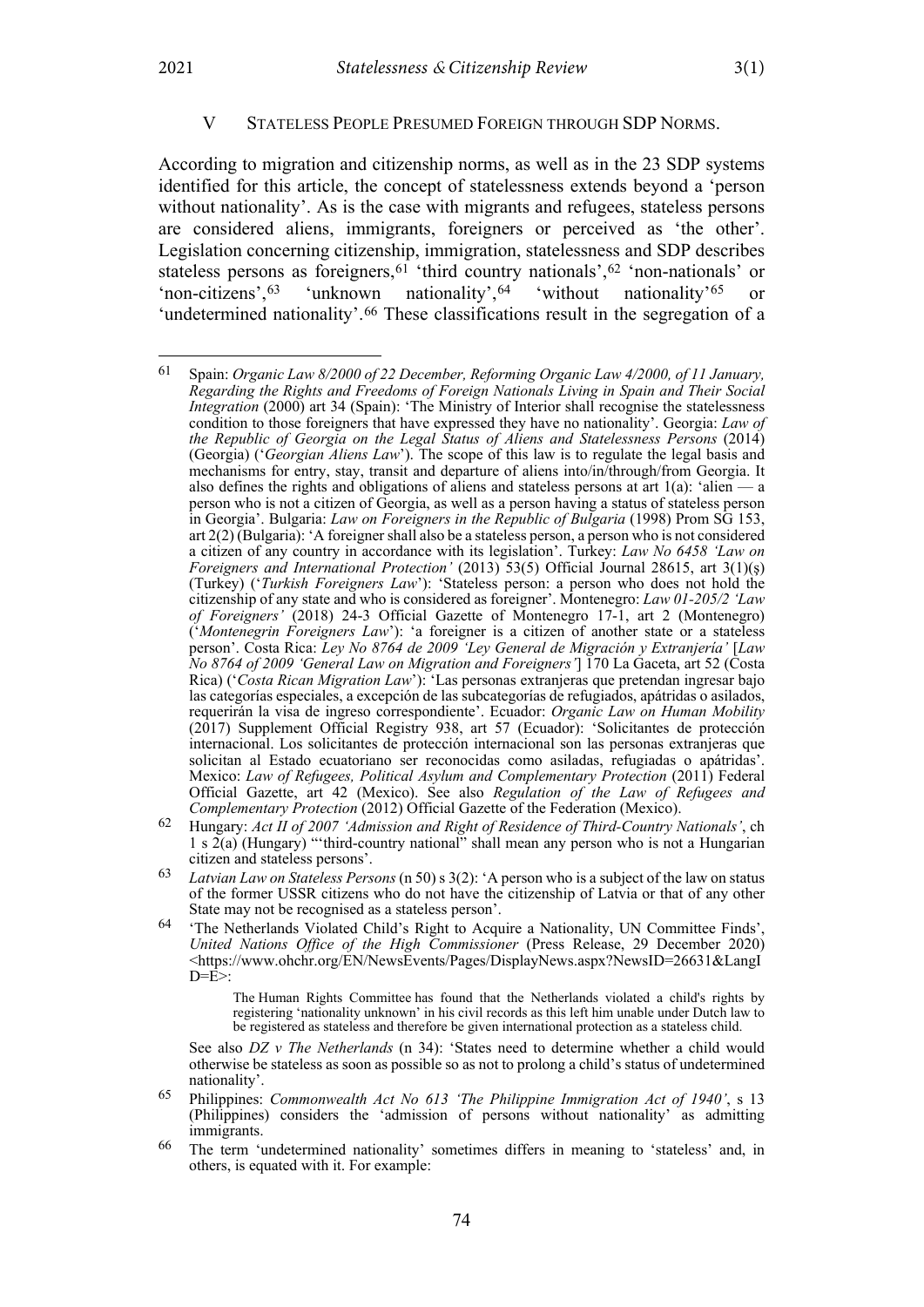## V STATELESS PEOPLE PRESUMED FOREIGN THROUGH SDP NORMS.

According to migration and citizenship norms, as well as in the 23 SDP systems identified for this article, the concept of statelessness extends beyond a 'person without nationality'. As is the case with migrants and refugees, stateless persons are considered aliens, immigrants, foreigners or perceived as 'the other'. Legislation concerning citizenship, immigration, statelessness and SDP describes stateless persons as foreigners,[61] 'third country nationals',[62] 'non-nationals' or 'non-citizens',[63] 'unknown nationality',[64] 'without nationality'[65] or 'undetermined nationality'.[66] These classifications result in the segregation of a

---

[61] Spain: *Organic Law 8/2000 of 22 December, Reforming Organic Law 4/2000, of 11 January, Regarding the Rights and Freedoms of Foreign Nationals Living in Spain and Their Social Integration* (2000) art 34 (Spain): 'The Ministry of Interior shall recognise the statelessness condition to those foreigners that have expressed they have no nationality'. Georgia: *Law of the Republic of Georgia on the Legal Status of Aliens and Statelessness Persons* (2014) (Georgia) ('*Georgian Aliens Law*'). The scope of this law is to regulate the legal basis and mechanisms for entry, stay, transit and departure of aliens into/in/through/from Georgia. It also defines the rights and obligations of aliens and stateless persons at art 1(a): 'alien — a person who is not a citizen of Georgia, as well as a person having a status of stateless person in Georgia'. Bulgaria: *Law on Foreigners in the Republic of Bulgaria* (1998) Prom SG 153, art 2(2) (Bulgaria): 'A foreigner shall also be a stateless person, a person who is not considered a citizen of any country in accordance with its legislation'. Turkey: *Law No 6458 'Law on Foreigners and International Protection'* (2013) 53(5) Official Journal 28615, art 3(1)(ş) (Turkey) ('*Turkish Foreigners Law*'): 'Stateless person: a person who does not hold the citizenship of any state and who is considered as foreigner'. Montenegro: *Law 01-205/2 'Law of Foreigners'* (2018) 24-3 Official Gazette of Montenegro 17-1, art 2 (Montenegro) ('*Montenegrin Foreigners Law*'): 'a foreigner is a citizen of another state or a stateless person'. Costa Rica: *Ley No 8764 de 2009 'Ley General de Migración y Extranjería'* [*Law No 8764 of 2009 'General Law on Migration and Foreigners'*] 170 La Gaceta, art 52 (Costa Rica) ('*Costa Rican Migration Law*'): 'Las personas extranjeras que pretendan ingresar bajo las categorías especiales, a excepción de las subcategorías de refugiados, apátridas o asilados, requerirán la visa de ingreso correspondiente'. Ecuador: *Organic Law on Human Mobility* (2017) Supplement Official Registry 938, art 57 (Ecuador): 'Solicitantes de protección internacional. Los solicitantes de protección internacional son las personas extranjeras que solicitan al Estado ecuatoriano ser reconocidas como asiladas, refugiadas o apátridas'. Mexico: *Law of Refugees, Political Asylum and Complementary Protection* (2011) Federal Official Gazette, art 42 (Mexico). See also *Regulation of the Law of Refugees and Complementary Protection* (2012) Official Gazette of the Federation (Mexico).

[62] Hungary: *Act II of 2007 'Admission and Right of Residence of Third-Country Nationals'*, ch 1 s 2(a) (Hungary) "'third-country national" shall mean any person who is not a Hungarian citizen and stateless persons'.

[63] *Latvian Law on Stateless Persons* (n 50) s 3(2): 'A person who is a subject of the law on status of the former USSR citizens who do not have the citizenship of Latvia or that of any other State may not be recognised as a stateless person'.

[64] 'The Netherlands Violated Child's Right to Acquire a Nationality, UN Committee Finds', *United Nations Office of the High Commissioner* (Press Release, 29 December 2020) <https://www.ohchr.org/EN/NewsEvents/Pages/DisplayNews.aspx?NewsID=26631&LangID=E>:

> The Human Rights Committee has found that the Netherlands violated a child's rights by registering 'nationality unknown' in his civil records as this left him unable under Dutch law to be registered as stateless and therefore be given international protection as a stateless child.

See also *DZ v The Netherlands* (n 34): 'States need to determine whether a child would otherwise be stateless as soon as possible so as not to prolong a child's status of undetermined nationality'.

[65] Philippines: *Commonwealth Act No 613 'The Philippine Immigration Act of 1940'*, s 13 (Philippines) considers the 'admission of persons without nationality' as admitting immigrants.

[66] The term 'undetermined nationality' sometimes differs in meaning to 'stateless' and, in others, is equated with it. For example: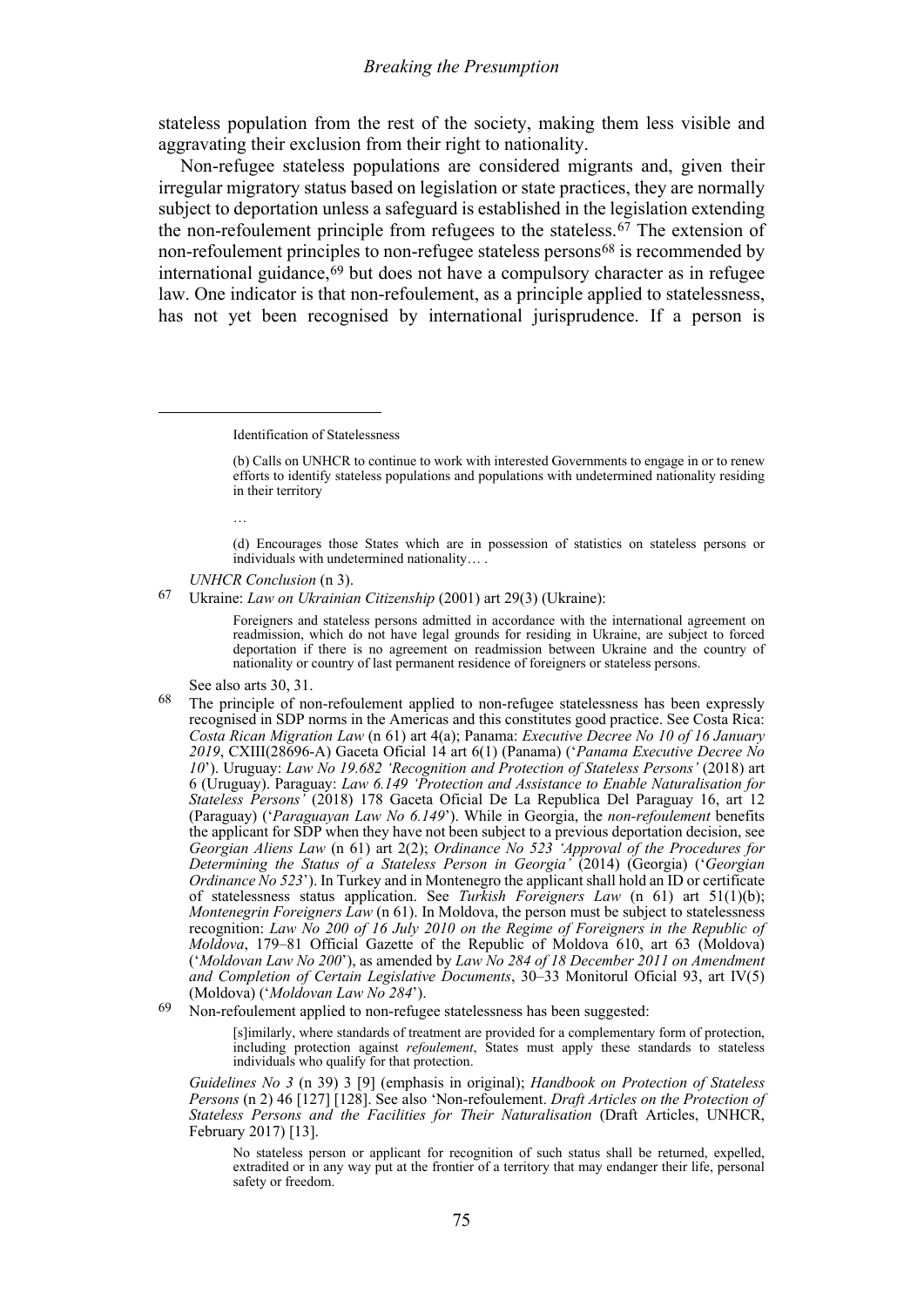stateless population from the rest of the society, making them less visible and aggravating their exclusion from their right to nationality.

Non-refugee stateless populations are considered migrants and, given their irregular migratory status based on legislation or state practices, they are normally subject to deportation unless a safeguard is established in the legislation extending the non-refoulement principle from refugees to the stateless.[67] The extension of non-refoulement principles to non-refugee stateless persons[68] is recommended by international guidance,[69] but does not have a compulsory character as in refugee law. One indicator is that non-refoulement, as a principle applied to statelessness, has not yet been recognised by international jurisprudence. If a person is

---

> Identification of Statelessness
>
> (b) Calls on UNHCR to continue to work with interested Governments to engage in or to renew efforts to identify stateless populations and populations with undetermined nationality residing in their territory
>
> …
>
> (d) Encourages those States which are in possession of statistics on stateless persons or individuals with undetermined nationality… .

*UNHCR Conclusion* (n 3).

[67] Ukraine: *Law on Ukrainian Citizenship* (2001) art 29(3) (Ukraine):

> Foreigners and stateless persons admitted in accordance with the international agreement on readmission, which do not have legal grounds for residing in Ukraine, are subject to forced deportation if there is no agreement on readmission between Ukraine and the country of nationality or country of last permanent residence of foreigners or stateless persons.

See also arts 30, 31.

[68] The principle of non-refoulement applied to non-refugee statelessness has been expressly recognised in SDP norms in the Americas and this constitutes good practice. See Costa Rica: *Costa Rican Migration Law* (n 61) art 4(a); Panama: *Executive Decree No 10 of 16 January 2019*, CXIII(28696-A) Gaceta Oficial 14 art 6(1) (Panama) ('*Panama Executive Decree No 10*'). Uruguay: *Law No 19.682 'Recognition and Protection of Stateless Persons'* (2018) art 6 (Uruguay). Paraguay: *Law 6.149 'Protection and Assistance to Enable Naturalisation for Stateless Persons'* (2018) 178 Gaceta Oficial De La Republica Del Paraguay 16, art 12 (Paraguay) ('*Paraguayan Law No 6.149*'). While in Georgia, the *non-refoulement* benefits the applicant for SDP when they have not been subject to a previous deportation decision, see *Georgian Aliens Law* (n 61) art 2(2); *Ordinance No 523 'Approval of the Procedures for Determining the Status of a Stateless Person in Georgia'* (2014) (Georgia) ('*Georgian Ordinance No 523*'). In Turkey and in Montenegro the applicant shall hold an ID or certificate of statelessness status application. See *Turkish Foreigners Law* (n 61) art 51(1)(b); *Montenegrin Foreigners Law* (n 61). In Moldova, the person must be subject to statelessness recognition: *Law No 200 of 16 July 2010 on the Regime of Foreigners in the Republic of Moldova*, 179–81 Official Gazette of the Republic of Moldova 610, art 63 (Moldova) ('*Moldovan Law No 200*'), as amended by *Law No 284 of 18 December 2011 on Amendment and Completion of Certain Legislative Documents*, 30–33 Monitorul Oficial 93, art IV(5) (Moldova) ('*Moldovan Law No 284*').

[69] Non-refoulement applied to non-refugee statelessness has been suggested:

> [s]imilarly, where standards of treatment are provided for a complementary form of protection, including protection against *refoulement*, States must apply these standards to stateless individuals who qualify for that protection.

*Guidelines No 3* (n 39) 3 [9] (emphasis in original); *Handbook on Protection of Stateless Persons* (n 2) 46 [127] [128]. See also 'Non-refoulement. *Draft Articles on the Protection of Stateless Persons and the Facilities for Their Naturalisation* (Draft Articles, UNHCR, February 2017) [13].

> No stateless person or applicant for recognition of such status shall be returned, expelled, extradited or in any way put at the frontier of a territory that may endanger their life, personal safety or freedom.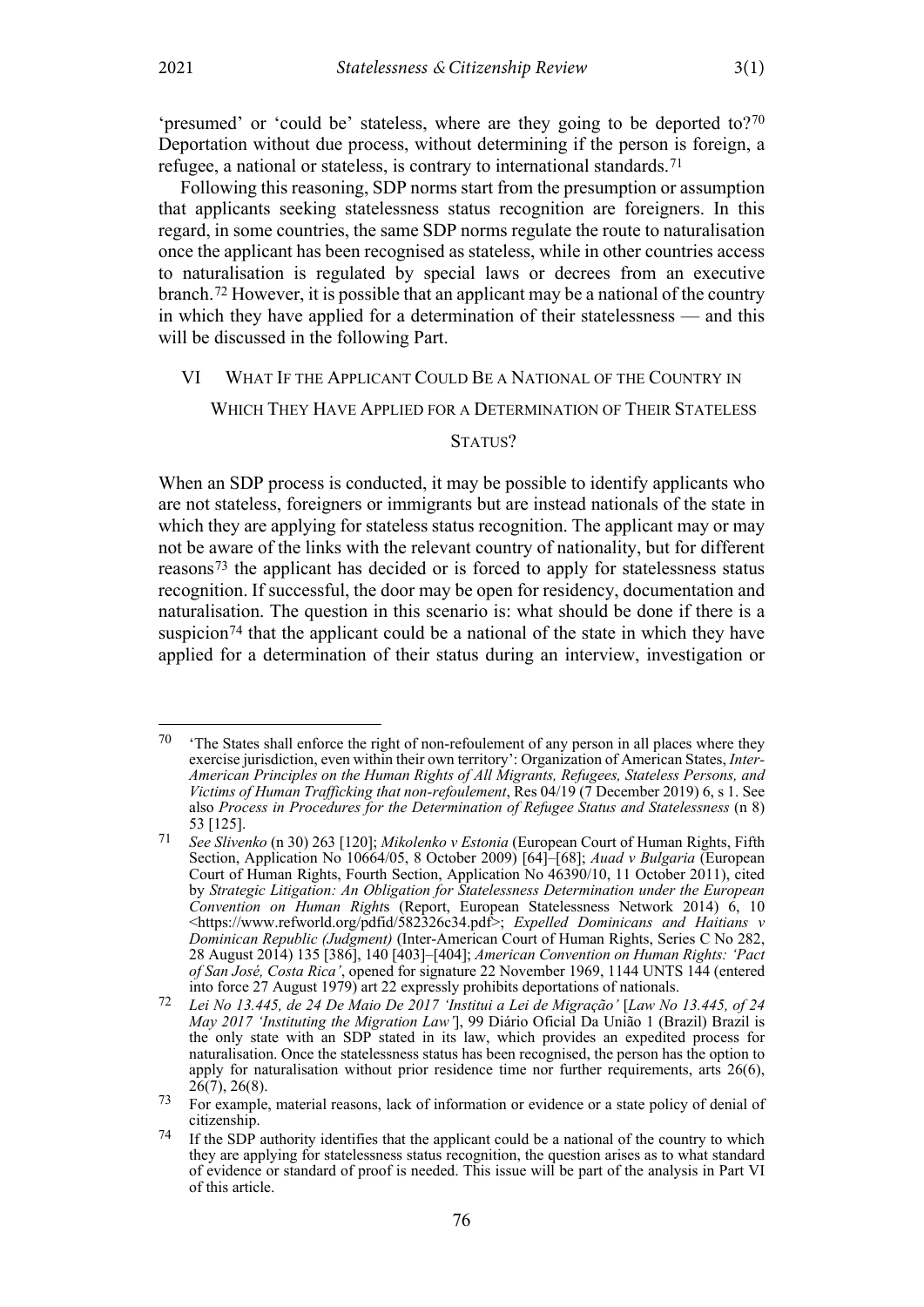'presumed' or 'could be' stateless, where are they going to be deported to?[70] Deportation without due process, without determining if the person is foreign, a refugee, a national or stateless, is contrary to international standards.[71]

Following this reasoning, SDP norms start from the presumption or assumption that applicants seeking statelessness status recognition are foreigners. In this regard, in some countries, the same SDP norms regulate the route to naturalisation once the applicant has been recognised as stateless, while in other countries access to naturalisation is regulated by special laws or decrees from an executive branch.[72] However, it is possible that an applicant may be a national of the country in which they have applied for a determination of their statelessness — and this will be discussed in the following Part.

## VI WHAT IF THE APPLICANT COULD BE A NATIONAL OF THE COUNTRY IN WHICH THEY HAVE APPLIED FOR A DETERMINATION OF THEIR STATELESS STATUS?

When an SDP process is conducted, it may be possible to identify applicants who are not stateless, foreigners or immigrants but are instead nationals of the state in which they are applying for stateless status recognition. The applicant may or may not be aware of the links with the relevant country of nationality, but for different reasons[73] the applicant has decided or is forced to apply for statelessness status recognition. If successful, the door may be open for residency, documentation and naturalisation. The question in this scenario is: what should be done if there is a suspicion[74] that the applicant could be a national of the state in which they have applied for a determination of their status during an interview, investigation or

---

[70] 'The States shall enforce the right of non-refoulement of any person in all places where they exercise jurisdiction, even within their own territory': Organization of American States, *Inter-American Principles on the Human Rights of All Migrants, Refugees, Stateless Persons, and Victims of Human Trafficking that non-refoulement*, Res 04/19 (7 December 2019) 6, s 1. See also *Process in Procedures for the Determination of Refugee Status and Statelessness* (n 8) 53 [125].

[71] *See Slivenko* (n 30) 263 [120]; *Mikolenko v Estonia* (European Court of Human Rights, Fifth Section, Application No 10664/05, 8 October 2009) [64]–[68]; *Auad v Bulgaria* (European Court of Human Rights, Fourth Section, Application No 46390/10, 11 October 2011), cited by *Strategic Litigation: An Obligation for Statelessness Determination under the European Convention on Human Rights* (Report, European Statelessness Network 2014) 6, 10 <https://www.refworld.org/pdfid/582326c34.pdf>; *Expelled Dominicans and Haitians v Dominican Republic (Judgment)* (Inter-American Court of Human Rights, Series C No 282, 28 August 2014) 135 [386], 140 [403]–[404]; *American Convention on Human Rights: 'Pact of San José, Costa Rica'*, opened for signature 22 November 1969, 1144 UNTS 144 (entered into force 27 August 1979) art 22 expressly prohibits deportations of nationals.

[72] *Lei No 13.445, de 24 De Maio De 2017 'Institui a Lei de Migração'* [*Law No 13.445, of 24 May 2017 'Instituting the Migration Law'*], 99 Diário Oficial Da União 1 (Brazil) Brazil is the only state with an SDP stated in its law, which provides an expedited process for naturalisation. Once the statelessness status has been recognised, the person has the option to apply for naturalisation without prior residence time nor further requirements, arts 26(6), 26(7), 26(8).

[73] For example, material reasons, lack of information or evidence or a state policy of denial of citizenship.

[74] If the SDP authority identifies that the applicant could be a national of the country to which they are applying for statelessness status recognition, the question arises as to what standard of evidence or standard of proof is needed. This issue will be part of the analysis in Part VI of this article.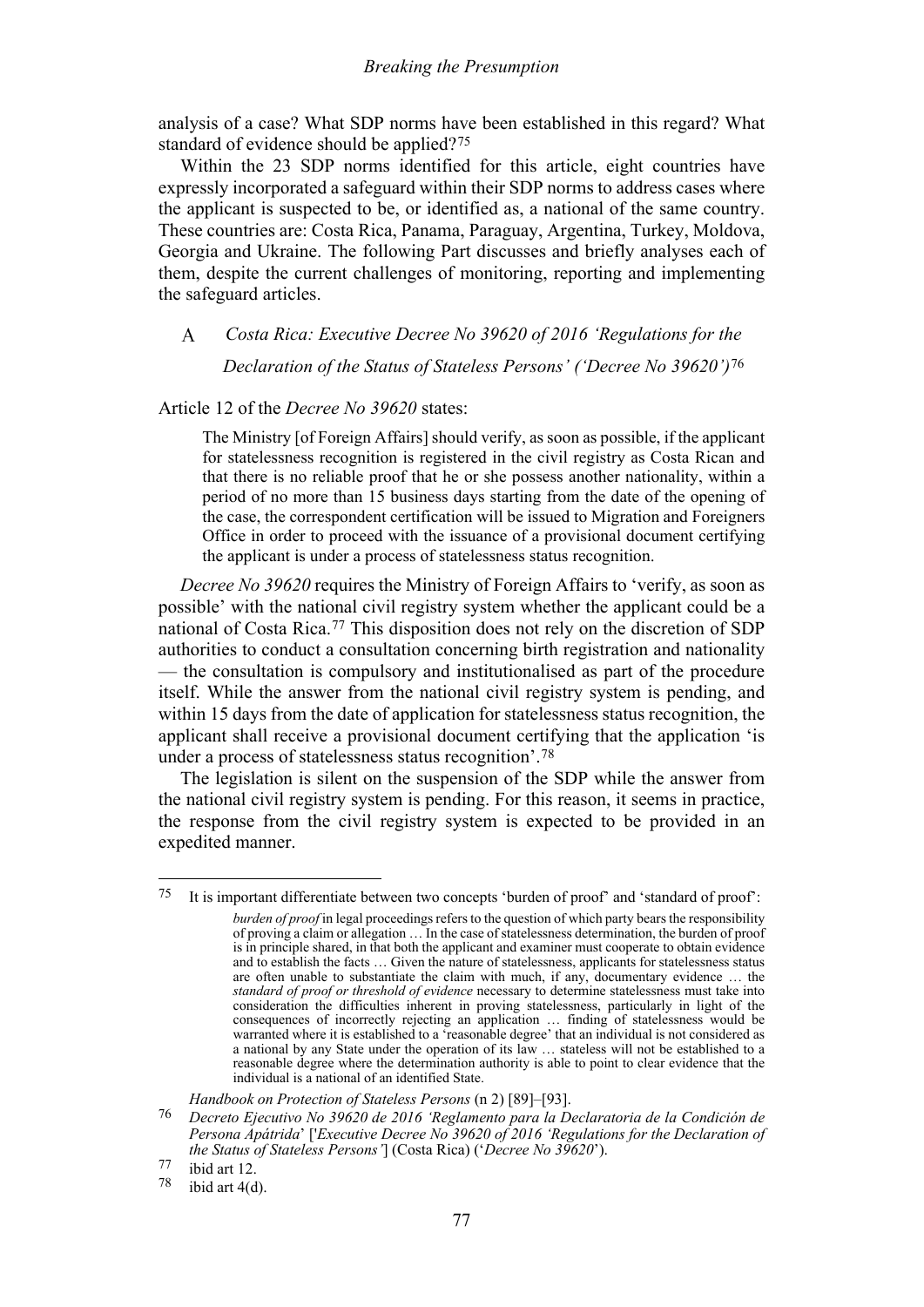analysis of a case? What SDP norms have been established in this regard? What standard of evidence should be applied?[75]

Within the 23 SDP norms identified for this article, eight countries have expressly incorporated a safeguard within their SDP norms to address cases where the applicant is suspected to be, or identified as, a national of the same country. These countries are: Costa Rica, Panama, Paraguay, Argentina, Turkey, Moldova, Georgia and Ukraine. The following Part discusses and briefly analyses each of them, despite the current challenges of monitoring, reporting and implementing the safeguard articles.

### A Costa Rica: Executive Decree No 39620 of 2016 'Regulations for the Declaration of the Status of Stateless Persons' ('Decree No 39620')[76]

Article 12 of the *Decree No 39620* states:

> The Ministry [of Foreign Affairs] should verify, as soon as possible, if the applicant for statelessness recognition is registered in the civil registry as Costa Rican and that there is no reliable proof that he or she possess another nationality, within a period of no more than 15 business days starting from the date of the opening of the case, the correspondent certification will be issued to Migration and Foreigners Office in order to proceed with the issuance of a provisional document certifying the applicant is under a process of statelessness status recognition.

*Decree No 39620* requires the Ministry of Foreign Affairs to 'verify, as soon as possible' with the national civil registry system whether the applicant could be a national of Costa Rica.[77] This disposition does not rely on the discretion of SDP authorities to conduct a consultation concerning birth registration and nationality — the consultation is compulsory and institutionalised as part of the procedure itself. While the answer from the national civil registry system is pending, and within 15 days from the date of application for statelessness status recognition, the applicant shall receive a provisional document certifying that the application 'is under a process of statelessness status recognition'.[78]

The legislation is silent on the suspension of the SDP while the answer from the national civil registry system is pending. For this reason, it seems in practice, the response from the civil registry system is expected to be provided in an expedited manner.

---

[75] It is important differentiate between two concepts 'burden of proof' and 'standard of proof':

> *burden of proof* in legal proceedings refers to the question of which party bears the responsibility of proving a claim or allegation … In the case of statelessness determination, the burden of proof is in principle shared, in that both the applicant and examiner must cooperate to obtain evidence and to establish the facts … Given the nature of statelessness, applicants for statelessness status are often unable to substantiate the claim with much, if any, documentary evidence … the *standard of proof or threshold of evidence* necessary to determine statelessness must take into consideration the difficulties inherent in proving statelessness, particularly in light of the consequences of incorrectly rejecting an application … finding of statelessness would be warranted where it is established to a 'reasonable degree' that an individual is not considered as a national by any State under the operation of its law … stateless will not be established to a reasonable degree where the determination authority is able to point to clear evidence that the individual is a national of an identified State.

*Handbook on Protection of Stateless Persons* (n 2) [89]–[93].

[76] *Decreto Ejecutivo No 39620 de 2016 'Reglamento para la Declaratoria de la Condición de Persona Apátrida*' ['*Executive Decree No 39620 of 2016 'Regulations for the Declaration of the Status of Stateless Persons'*'] (Costa Rica) ('*Decree No 39620*').

[77] ibid art 12.

[78] ibid art 4(d).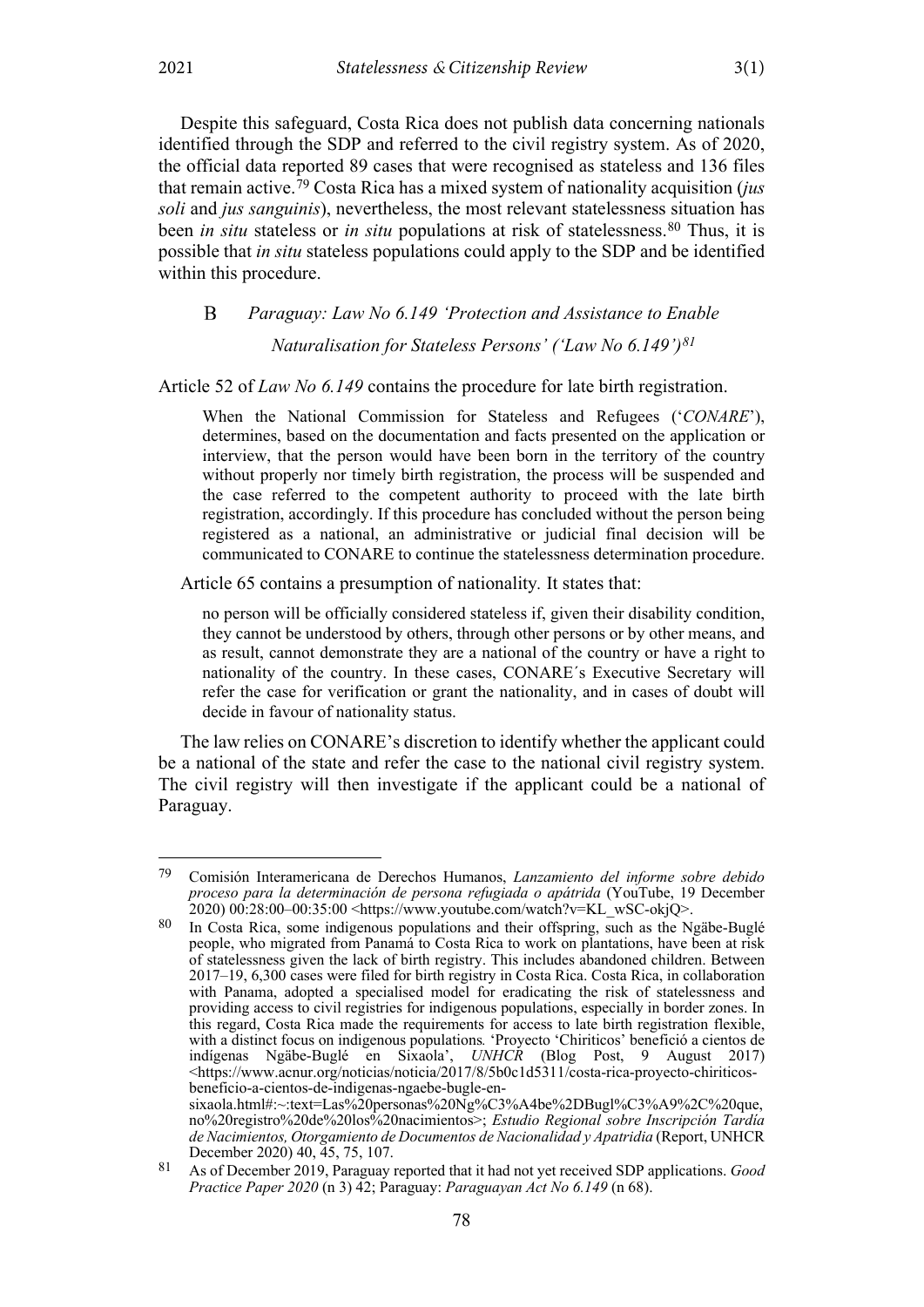Despite this safeguard, Costa Rica does not publish data concerning nationals identified through the SDP and referred to the civil registry system. As of 2020, the official data reported 89 cases that were recognised as stateless and 136 files that remain active.[79] Costa Rica has a mixed system of nationality acquisition (*jus soli* and *jus sanguinis*), nevertheless, the most relevant statelessness situation has been *in situ* stateless or *in situ* populations at risk of statelessness.[80] Thus, it is possible that *in situ* stateless populations could apply to the SDP and be identified within this procedure.

### B Paraguay: Law No 6.149 'Protection and Assistance to Enable Naturalisation for Stateless Persons' ('Law No 6.149')[81]

Article 52 of *Law No 6.149* contains the procedure for late birth registration.

> When the National Commission for Stateless and Refugees ('*CONARE*'), determines, based on the documentation and facts presented on the application or interview, that the person would have been born in the territory of the country without properly nor timely birth registration, the process will be suspended and the case referred to the competent authority to proceed with the late birth registration, accordingly. If this procedure has concluded without the person being registered as a national, an administrative or judicial final decision will be communicated to CONARE to continue the statelessness determination procedure.

Article 65 contains a presumption of nationality. It states that:

> no person will be officially considered stateless if, given their disability condition, they cannot be understood by others, through other persons or by other means, and as result, cannot demonstrate they are a national of the country or have a right to nationality of the country. In these cases, CONARE´s Executive Secretary will refer the case for verification or grant the nationality, and in cases of doubt will decide in favour of nationality status.

The law relies on CONARE's discretion to identify whether the applicant could be a national of the state and refer the case to the national civil registry system. The civil registry will then investigate if the applicant could be a national of Paraguay.

---

[79] Comisión Interamericana de Derechos Humanos, *Lanzamiento del informe sobre debido proceso para la determinación de persona refugiada o apátrida* (YouTube, 19 December 2020) 00:28:00–00:35:00 <https://www.youtube.com/watch?v=KL_wSC-okjQ>.

[80] In Costa Rica, some indigenous populations and their offspring, such as the Ngäbe-Buglé people, who migrated from Panamá to Costa Rica to work on plantations, have been at risk of statelessness given the lack of birth registry. This includes abandoned children. Between 2017–19, 6,300 cases were filed for birth registry in Costa Rica. Costa Rica, in collaboration with Panama, adopted a specialised model for eradicating the risk of statelessness and providing access to civil registries for indigenous populations, especially in border zones. In this regard, Costa Rica made the requirements for access to late birth registration flexible, with a distinct focus on indigenous populations. 'Proyecto 'Chiriticos' benefició a cientos de indígenas Ngäbe-Buglé en Sixaola', *UNHCR* (Blog Post, 9 August 2017) <https://www.acnur.org/noticias/noticia/2017/8/5b0c1d5311/costa-rica-proyecto-chiriticos-beneficio-a-cientos-de-indigenas-ngaebe-bugle-en-sixaola.html#:~:text=Las%20personas%20Ng%C3%A4be%2DBugl%C3%A9%2C%20que,no%20registro%20de%20los%20nacimientos>; *Estudio Regional sobre Inscripción Tardía de Nacimientos, Otorgamiento de Documentos de Nacionalidad y Apatridia* (Report, UNHCR December 2020) 40, 45, 75, 107.

[81] As of December 2019, Paraguay reported that it had not yet received SDP applications. *Good Practice Paper 2020* (n 3) 42; Paraguay: *Paraguayan Act No 6.149* (n 68).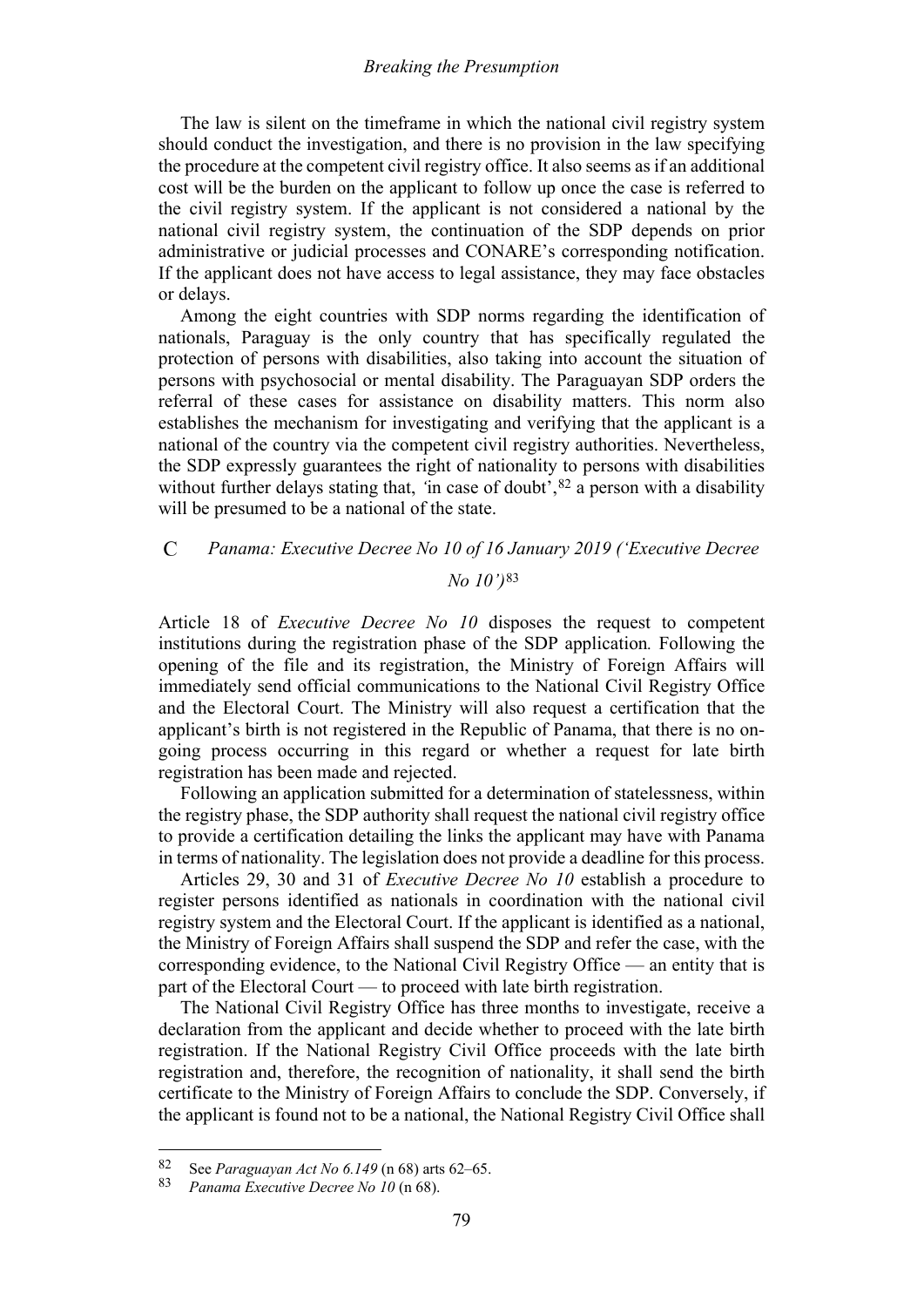The law is silent on the timeframe in which the national civil registry system should conduct the investigation, and there is no provision in the law specifying the procedure at the competent civil registry office. It also seems as if an additional cost will be the burden on the applicant to follow up once the case is referred to the civil registry system. If the applicant is not considered a national by the national civil registry system, the continuation of the SDP depends on prior administrative or judicial processes and CONARE's corresponding notification. If the applicant does not have access to legal assistance, they may face obstacles or delays.

Among the eight countries with SDP norms regarding the identification of nationals, Paraguay is the only country that has specifically regulated the protection of persons with disabilities, also taking into account the situation of persons with psychosocial or mental disability. The Paraguayan SDP orders the referral of these cases for assistance on disability matters. This norm also establishes the mechanism for investigating and verifying that the applicant is a national of the country via the competent civil registry authorities. Nevertheless, the SDP expressly guarantees the right of nationality to persons with disabilities without further delays stating that, 'in case of doubt',[82] a person with a disability will be presumed to be a national of the state.

### C *Panama: Executive Decree No 10 of 16 January 2019 ('Executive Decree No 10')*[83]

Article 18 of *Executive Decree No 10* disposes the request to competent institutions during the registration phase of the SDP application. Following the opening of the file and its registration, the Ministry of Foreign Affairs will immediately send official communications to the National Civil Registry Office and the Electoral Court. The Ministry will also request a certification that the applicant's birth is not registered in the Republic of Panama, that there is no on-going process occurring in this regard or whether a request for late birth registration has been made and rejected.

Following an application submitted for a determination of statelessness, within the registry phase, the SDP authority shall request the national civil registry office to provide a certification detailing the links the applicant may have with Panama in terms of nationality. The legislation does not provide a deadline for this process.

Articles 29, 30 and 31 of *Executive Decree No 10* establish a procedure to register persons identified as nationals in coordination with the national civil registry system and the Electoral Court. If the applicant is identified as a national, the Ministry of Foreign Affairs shall suspend the SDP and refer the case, with the corresponding evidence, to the National Civil Registry Office — an entity that is part of the Electoral Court — to proceed with late birth registration.

The National Civil Registry Office has three months to investigate, receive a declaration from the applicant and decide whether to proceed with the late birth registration. If the National Registry Civil Office proceeds with the late birth registration and, therefore, the recognition of nationality, it shall send the birth certificate to the Ministry of Foreign Affairs to conclude the SDP. Conversely, if the applicant is found not to be a national, the National Registry Civil Office shall

---

[82] See *Paraguayan Act No 6.149* (n 68) arts 62–65.

[83] *Panama Executive Decree No 10* (n 68).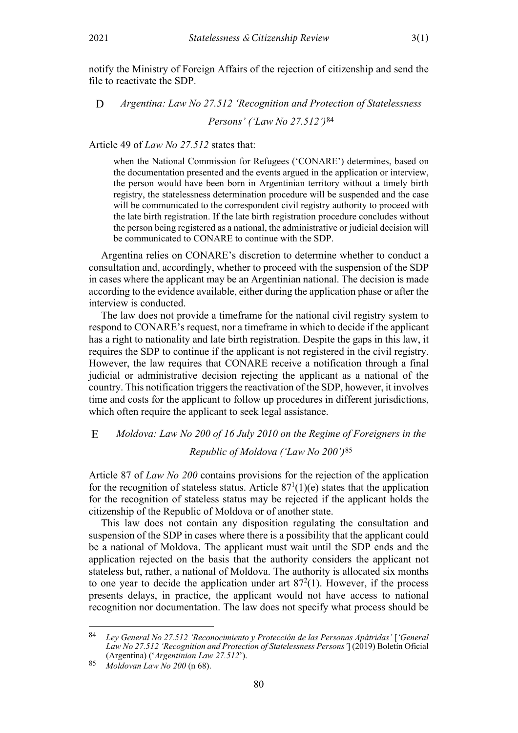notify the Ministry of Foreign Affairs of the rejection of citizenship and send the file to reactivate the SDP.

### D *Argentina: Law No 27.512 'Recognition and Protection of Statelessness Persons' ('Law No 27.512')*[84]

Article 49 of *Law No 27.512* states that:

> when the National Commission for Refugees ('CONARE') determines, based on the documentation presented and the events argued in the application or interview, the person would have been born in Argentinian territory without a timely birth registry, the statelessness determination procedure will be suspended and the case will be communicated to the correspondent civil registry authority to proceed with the late birth registration. If the late birth registration procedure concludes without the person being registered as a national, the administrative or judicial decision will be communicated to CONARE to continue with the SDP.

Argentina relies on CONARE's discretion to determine whether to conduct a consultation and, accordingly, whether to proceed with the suspension of the SDP in cases where the applicant may be an Argentinian national. The decision is made according to the evidence available, either during the application phase or after the interview is conducted.

The law does not provide a timeframe for the national civil registry system to respond to CONARE's request, nor a timeframe in which to decide if the applicant has a right to nationality and late birth registration. Despite the gaps in this law, it requires the SDP to continue if the applicant is not registered in the civil registry. However, the law requires that CONARE receive a notification through a final judicial or administrative decision rejecting the applicant as a national of the country. This notification triggers the reactivation of the SDP, however, it involves time and costs for the applicant to follow up procedures in different jurisdictions, which often require the applicant to seek legal assistance.

### E *Moldova: Law No 200 of 16 July 2010 on the Regime of Foreigners in the Republic of Moldova ('Law No 200')*[85]

Article 87 of *Law No 200* contains provisions for the rejection of the application for the recognition of stateless status. Article $87^1$(1)(e) states that the application for the recognition of stateless status may be rejected if the applicant holds the citizenship of the Republic of Moldova or of another state.

This law does not contain any disposition regulating the consultation and suspension of the SDP in cases where there is a possibility that the applicant could be a national of Moldova. The applicant must wait until the SDP ends and the application rejected on the basis that the authority considers the applicant not stateless but, rather, a national of Moldova. The authority is allocated six months to one year to decide the application under art $87^2$(1). However, if the process presents delays, in practice, the applicant would not have access to national recognition nor documentation. The law does not specify what process should be

---

[84] *Ley General No 27.512 'Reconocimiento y Protección de las Personas Apátridas'* [*'General Law No 27.512 'Recognition and Protection of Statelessness Persons'*] (2019) Boletín Oficial (Argentina) ('*Argentinian Law 27.512*').

[85] *Moldovan Law No 200* (n 68).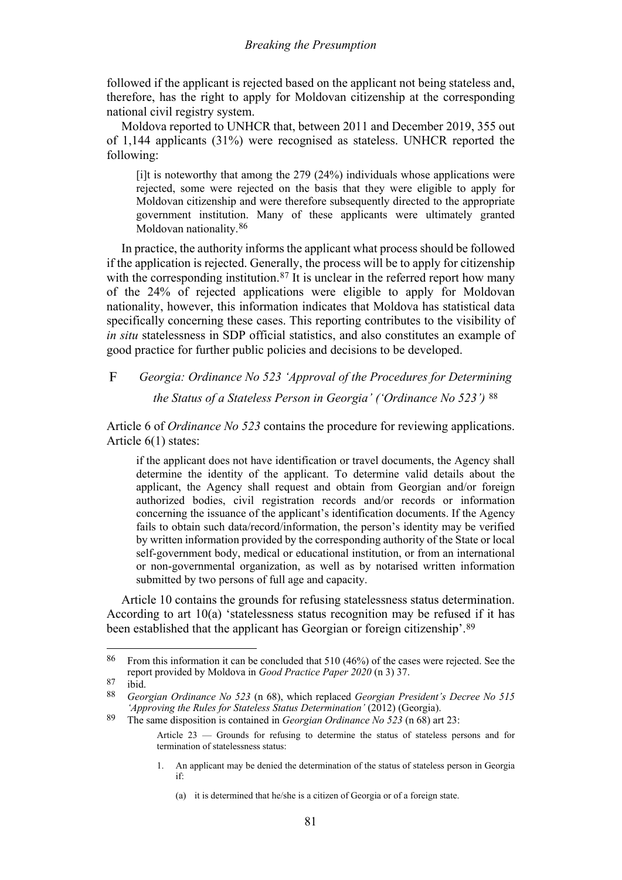followed if the applicant is rejected based on the applicant not being stateless and, therefore, has the right to apply for Moldovan citizenship at the corresponding national civil registry system.

Moldova reported to UNHCR that, between 2011 and December 2019, 355 out of 1,144 applicants (31%) were recognised as stateless. UNHCR reported the following:

> [i]t is noteworthy that among the 279 (24%) individuals whose applications were rejected, some were rejected on the basis that they were eligible to apply for Moldovan citizenship and were therefore subsequently directed to the appropriate government institution. Many of these applicants were ultimately granted Moldovan nationality.[86]

In practice, the authority informs the applicant what process should be followed if the application is rejected. Generally, the process will be to apply for citizenship with the corresponding institution.[87] It is unclear in the referred report how many of the 24% of rejected applications were eligible to apply for Moldovan nationality, however, this information indicates that Moldova has statistical data specifically concerning these cases. This reporting contributes to the visibility of *in situ* statelessness in SDP official statistics, and also constitutes an example of good practice for further public policies and decisions to be developed.

### F *Georgia: Ordinance No 523 'Approval of the Procedures for Determining the Status of a Stateless Person in Georgia' ('Ordinance No 523')* [88]

Article 6 of *Ordinance No 523* contains the procedure for reviewing applications. Article 6(1) states:

> if the applicant does not have identification or travel documents, the Agency shall determine the identity of the applicant. To determine valid details about the applicant, the Agency shall request and obtain from Georgian and/or foreign authorized bodies, civil registration records and/or records or information concerning the issuance of the applicant's identification documents. If the Agency fails to obtain such data/record/information, the person's identity may be verified by written information provided by the corresponding authority of the State or local self-government body, medical or educational institution, or from an international or non-governmental organization, as well as by notarised written information submitted by two persons of full age and capacity.

Article 10 contains the grounds for refusing statelessness status determination. According to art 10(a) 'statelessness status recognition may be refused if it has been established that the applicant has Georgian or foreign citizenship'.[89]

---

[86] From this information it can be concluded that 510 (46%) of the cases were rejected. See the report provided by Moldova in *Good Practice Paper 2020* (n 3) 37.

[87] ibid.

[88] *Georgian Ordinance No 523* (n 68), which replaced *Georgian President's Decree No 515 'Approving the Rules for Stateless Status Determination'* (2012) (Georgia).

[89] The same disposition is contained in *Georgian Ordinance No 523* (n 68) art 23:

> Article 23 — Grounds for refusing to determine the status of stateless persons and for termination of statelessness status:
>
> 1. An applicant may be denied the determination of the status of stateless person in Georgia if:
>
>     (a) it is determined that he/she is a citizen of Georgia or of a foreign state.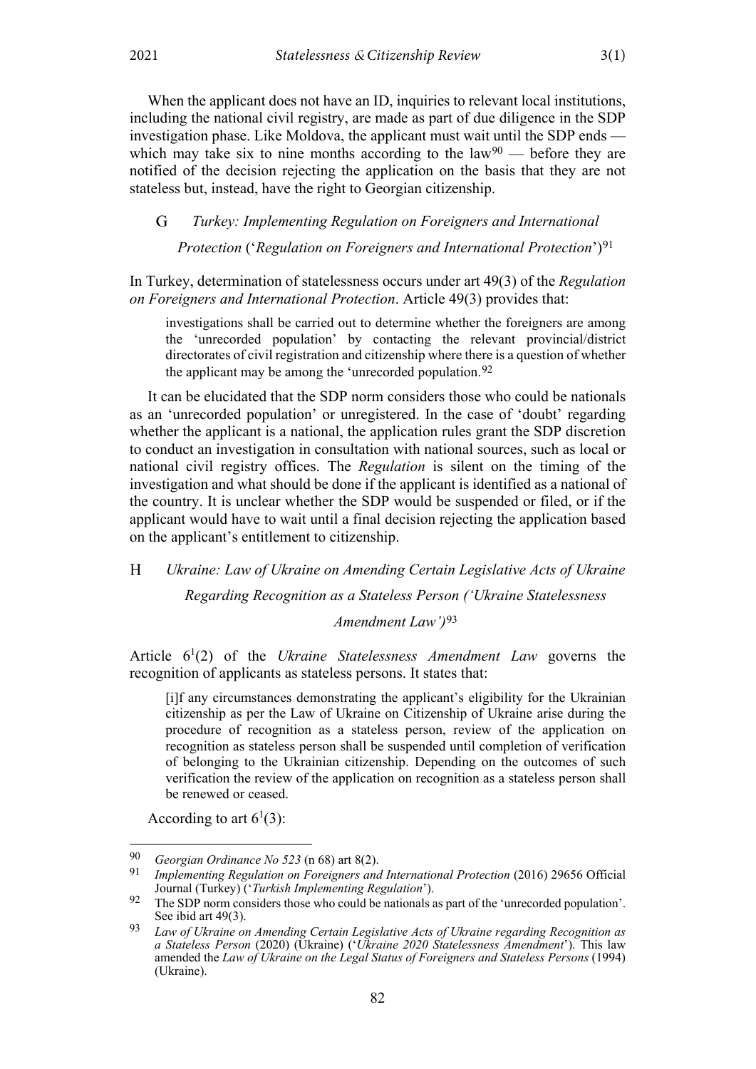When the applicant does not have an ID, inquiries to relevant local institutions, including the national civil registry, are made as part of due diligence in the SDP investigation phase. Like Moldova, the applicant must wait until the SDP ends — which may take six to nine months according to the law[90] — before they are notified of the decision rejecting the application on the basis that they are not stateless but, instead, have the right to Georgian citizenship.

### G Turkey: *Implementing Regulation on Foreigners and International Protection* ('*Regulation on Foreigners and International Protection*')[91]

In Turkey, determination of statelessness occurs under art 49(3) of the *Regulation on Foreigners and International Protection*. Article 49(3) provides that:

> investigations shall be carried out to determine whether the foreigners are among the 'unrecorded population' by contacting the relevant provincial/district directorates of civil registration and citizenship where there is a question of whether the applicant may be among the 'unrecorded population.[92]

It can be elucidated that the SDP norm considers those who could be nationals as an 'unrecorded population' or unregistered. In the case of 'doubt' regarding whether the applicant is a national, the application rules grant the SDP discretion to conduct an investigation in consultation with national sources, such as local or national civil registry offices. The *Regulation* is silent on the timing of the investigation and what should be done if the applicant is identified as a national of the country. It is unclear whether the SDP would be suspended or filed, or if the applicant would have to wait until a final decision rejecting the application based on the applicant's entitlement to citizenship.

### H Ukraine: *Law of Ukraine on Amending Certain Legislative Acts of Ukraine Regarding Recognition as a Stateless Person ('Ukraine Statelessness Amendment Law')*[93]

Article $6^1(2)$ of the *Ukraine Statelessness Amendment Law* governs the recognition of applicants as stateless persons. It states that:

> [i]f any circumstances demonstrating the applicant's eligibility for the Ukrainian citizenship as per the Law of Ukraine on Citizenship of Ukraine arise during the procedure of recognition as a stateless person, review of the application on recognition as stateless person shall be suspended until completion of verification of belonging to the Ukrainian citizenship. Depending on the outcomes of such verification the review of the application on recognition as a stateless person shall be renewed or ceased.

According to art $6^1(3)$:

---

[90] *Georgian Ordinance No 523* (n 68) art 8(2).

[91] *Implementing Regulation on Foreigners and International Protection* (2016) 29656 Official Journal (Turkey) ('*Turkish Implementing Regulation*').

[92] The SDP norm considers those who could be nationals as part of the 'unrecorded population'. See ibid art 49(3).

[93] *Law of Ukraine on Amending Certain Legislative Acts of Ukraine regarding Recognition as a Stateless Person* (2020) (Ukraine) ('*Ukraine 2020 Statelessness Amendment*'). This law amended the *Law of Ukraine on the Legal Status of Foreigners and Stateless Persons* (1994) (Ukraine).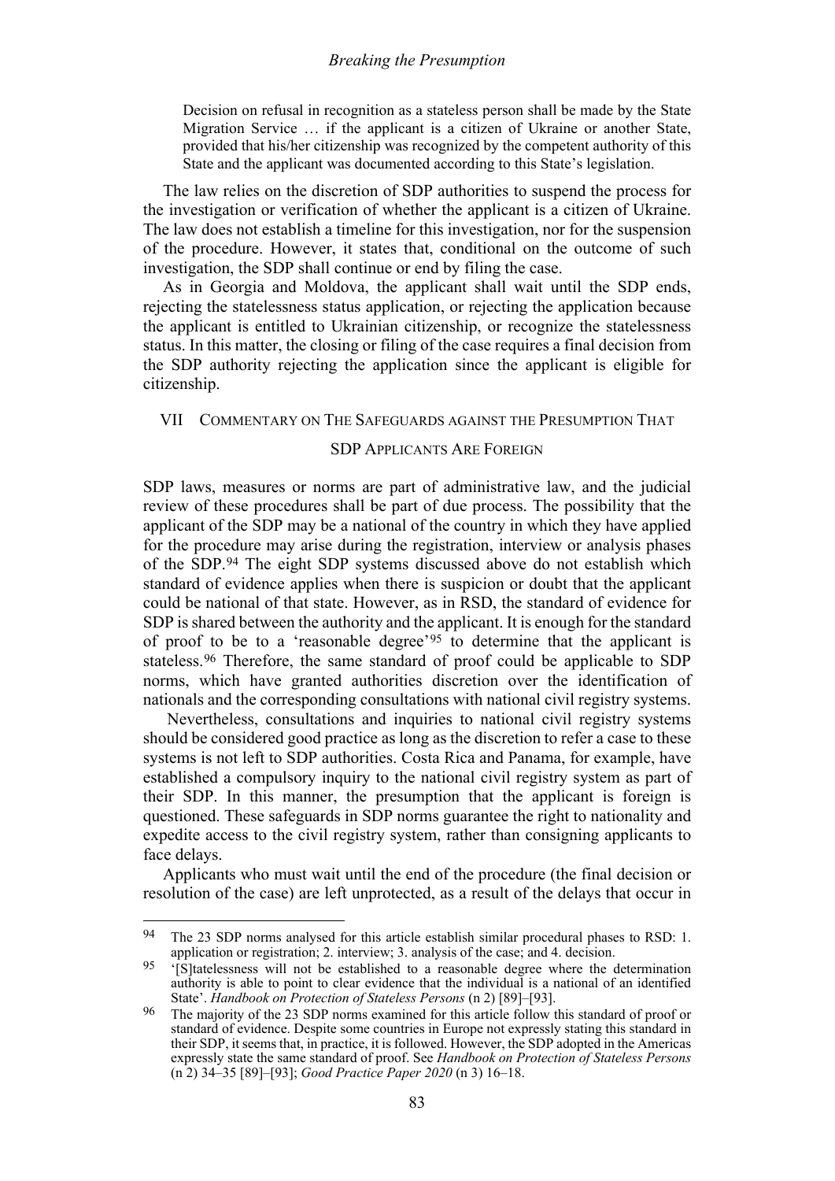> Decision on refusal in recognition as a stateless person shall be made by the State Migration Service … if the applicant is a citizen of Ukraine or another State, provided that his/her citizenship was recognized by the competent authority of this State and the applicant was documented according to this State's legislation.

The law relies on the discretion of SDP authorities to suspend the process for the investigation or verification of whether the applicant is a citizen of Ukraine. The law does not establish a timeline for this investigation, nor for the suspension of the procedure. However, it states that, conditional on the outcome of such investigation, the SDP shall continue or end by filing the case.

As in Georgia and Moldova, the applicant shall wait until the SDP ends, rejecting the statelessness status application, or rejecting the application because the applicant is entitled to Ukrainian citizenship, or recognize the statelessness status. In this matter, the closing or filing of the case requires a final decision from the SDP authority rejecting the application since the applicant is eligible for citizenship.

## VII Commentary on The Safeguards against the Presumption That SDP Applicants Are Foreign

SDP laws, measures or norms are part of administrative law, and the judicial review of these procedures shall be part of due process. The possibility that the applicant of the SDP may be a national of the country in which they have applied for the procedure may arise during the registration, interview or analysis phases of the SDP.[94] The eight SDP systems discussed above do not establish which standard of evidence applies when there is suspicion or doubt that the applicant could be national of that state. However, as in RSD, the standard of evidence for SDP is shared between the authority and the applicant. It is enough for the standard of proof to be to a 'reasonable degree'[95] to determine that the applicant is stateless.[96] Therefore, the same standard of proof could be applicable to SDP norms, which have granted authorities discretion over the identification of nationals and the corresponding consultations with national civil registry systems.

Nevertheless, consultations and inquiries to national civil registry systems should be considered good practice as long as the discretion to refer a case to these systems is not left to SDP authorities. Costa Rica and Panama, for example, have established a compulsory inquiry to the national civil registry system as part of their SDP. In this manner, the presumption that the applicant is foreign is questioned. These safeguards in SDP norms guarantee the right to nationality and expedite access to the civil registry system, rather than consigning applicants to face delays.

Applicants who must wait until the end of the procedure (the final decision or resolution of the case) are left unprotected, as a result of the delays that occur in

---

[94] The 23 SDP norms analysed for this article establish similar procedural phases to RSD: 1. application or registration; 2. interview; 3. analysis of the case; and 4. decision.

[95] '[S]tatelessness will not be established to a reasonable degree where the determination authority is able to point to clear evidence that the individual is a national of an identified State'. *Handbook on Protection of Stateless Persons* (n 2) [89]–[93].

[96] The majority of the 23 SDP norms examined for this article follow this standard of proof or standard of evidence. Despite some countries in Europe not expressly stating this standard in their SDP, it seems that, in practice, it is followed. However, the SDP adopted in the Americas expressly state the same standard of proof. See *Handbook on Protection of Stateless Persons* (n 2) 34–35 [89]–[93]; *Good Practice Paper 2020* (n 3) 16–18.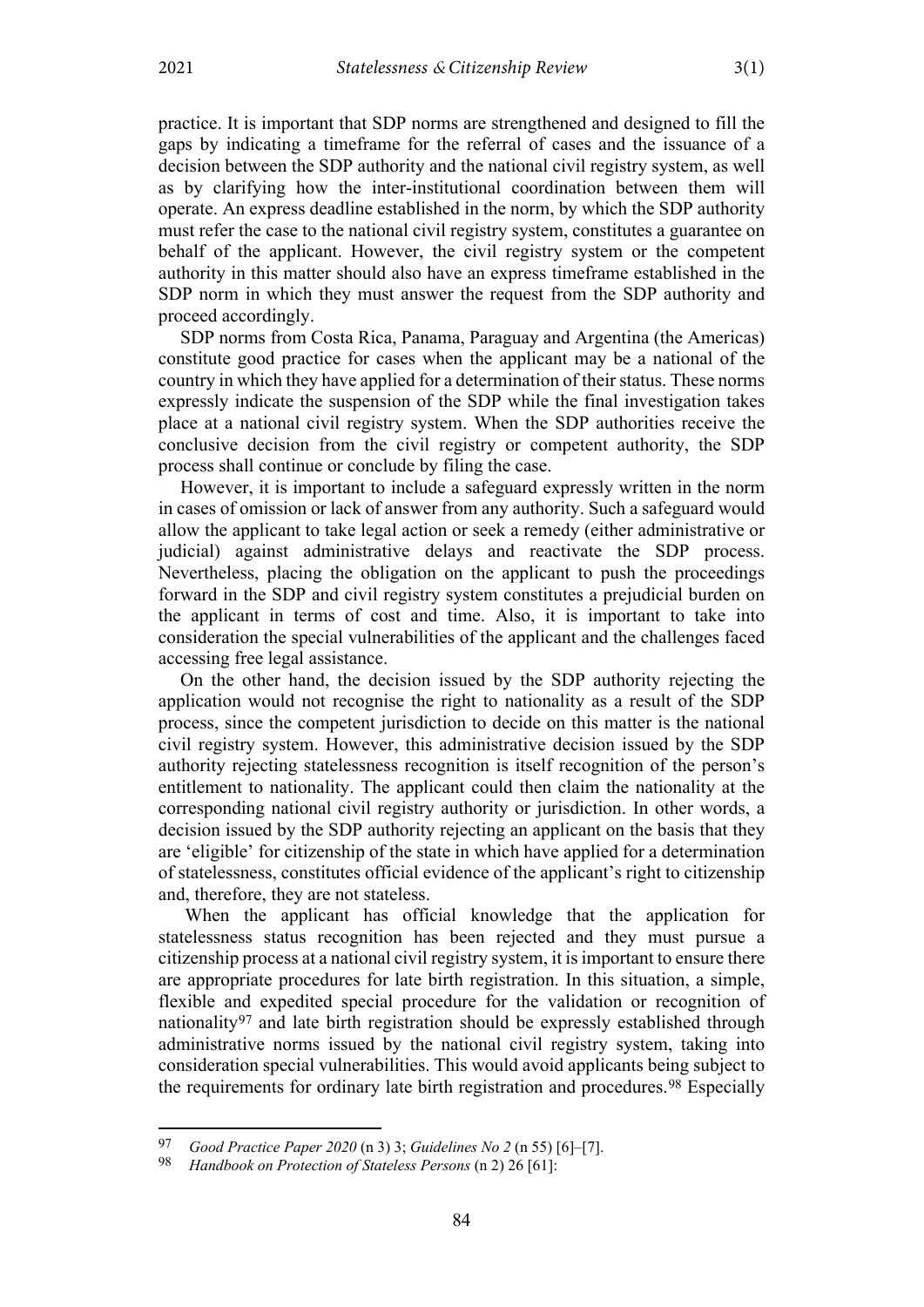practice. It is important that SDP norms are strengthened and designed to fill the gaps by indicating a timeframe for the referral of cases and the issuance of a decision between the SDP authority and the national civil registry system, as well as by clarifying how the inter-institutional coordination between them will operate. An express deadline established in the norm, by which the SDP authority must refer the case to the national civil registry system, constitutes a guarantee on behalf of the applicant. However, the civil registry system or the competent authority in this matter should also have an express timeframe established in the SDP norm in which they must answer the request from the SDP authority and proceed accordingly.

SDP norms from Costa Rica, Panama, Paraguay and Argentina (the Americas) constitute good practice for cases when the applicant may be a national of the country in which they have applied for a determination of their status. These norms expressly indicate the suspension of the SDP while the final investigation takes place at a national civil registry system. When the SDP authorities receive the conclusive decision from the civil registry or competent authority, the SDP process shall continue or conclude by filing the case.

However, it is important to include a safeguard expressly written in the norm in cases of omission or lack of answer from any authority. Such a safeguard would allow the applicant to take legal action or seek a remedy (either administrative or judicial) against administrative delays and reactivate the SDP process. Nevertheless, placing the obligation on the applicant to push the proceedings forward in the SDP and civil registry system constitutes a prejudicial burden on the applicant in terms of cost and time. Also, it is important to take into consideration the special vulnerabilities of the applicant and the challenges faced accessing free legal assistance.

On the other hand, the decision issued by the SDP authority rejecting the application would not recognise the right to nationality as a result of the SDP process, since the competent jurisdiction to decide on this matter is the national civil registry system. However, this administrative decision issued by the SDP authority rejecting statelessness recognition is itself recognition of the person's entitlement to nationality. The applicant could then claim the nationality at the corresponding national civil registry authority or jurisdiction. In other words, a decision issued by the SDP authority rejecting an applicant on the basis that they are 'eligible' for citizenship of the state in which have applied for a determination of statelessness, constitutes official evidence of the applicant's right to citizenship and, therefore, they are not stateless.

When the applicant has official knowledge that the application for statelessness status recognition has been rejected and they must pursue a citizenship process at a national civil registry system, it is important to ensure there are appropriate procedures for late birth registration. In this situation, a simple, flexible and expedited special procedure for the validation or recognition of nationality[97] and late birth registration should be expressly established through administrative norms issued by the national civil registry system, taking into consideration special vulnerabilities. This would avoid applicants being subject to the requirements for ordinary late birth registration and procedures.[98] Especially

---

[97] *Good Practice Paper 2020* (n 3) 3; *Guidelines No 2* (n 55) [6]–[7].

[98] *Handbook on Protection of Stateless Persons* (n 2) 26 [61]: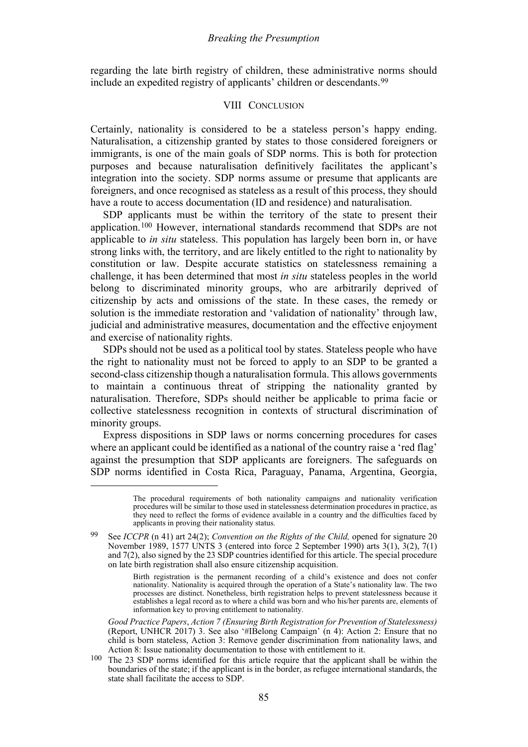regarding the late birth registry of children, these administrative norms should include an expedited registry of applicants' children or descendants.[99]

## VIII Conclusion

Certainly, nationality is considered to be a stateless person's happy ending. Naturalisation, a citizenship granted by states to those considered foreigners or immigrants, is one of the main goals of SDP norms. This is both for protection purposes and because naturalisation definitively facilitates the applicant's integration into the society. SDP norms assume or presume that applicants are foreigners, and once recognised as stateless as a result of this process, they should have a route to access documentation (ID and residence) and naturalisation.

SDP applicants must be within the territory of the state to present their application.[100] However, international standards recommend that SDPs are not applicable to *in situ* stateless. This population has largely been born in, or have strong links with, the territory, and are likely entitled to the right to nationality by constitution or law. Despite accurate statistics on statelessness remaining a challenge, it has been determined that most *in situ* stateless peoples in the world belong to discriminated minority groups, who are arbitrarily deprived of citizenship by acts and omissions of the state. In these cases, the remedy or solution is the immediate restoration and 'validation of nationality' through law, judicial and administrative measures, documentation and the effective enjoyment and exercise of nationality rights.

SDPs should not be used as a political tool by states. Stateless people who have the right to nationality must not be forced to apply to an SDP to be granted a second-class citizenship though a naturalisation formula. This allows governments to maintain a continuous threat of stripping the nationality granted by naturalisation. Therefore, SDPs should neither be applicable to prima facie or collective statelessness recognition in contexts of structural discrimination of minority groups.

Express dispositions in SDP laws or norms concerning procedures for cases where an applicant could be identified as a national of the country raise a 'red flag' against the presumption that SDP applicants are foreigners. The safeguards on SDP norms identified in Costa Rica, Paraguay, Panama, Argentina, Georgia,

---

> The procedural requirements of both nationality campaigns and nationality verification procedures will be similar to those used in statelessness determination procedures in practice, as they need to reflect the forms of evidence available in a country and the difficulties faced by applicants in proving their nationality status.

[99] See *ICCPR* (n 41) art 24(2); *Convention on the Rights of the Child,* opened for signature 20 November 1989, 1577 UNTS 3 (entered into force 2 September 1990) arts 3(1), 3(2), 7(1) and 7(2), also signed by the 23 SDP countries identified for this article. The special procedure on late birth registration shall also ensure citizenship acquisition.

> Birth registration is the permanent recording of a child's existence and does not confer nationality. Nationality is acquired through the operation of a State's nationality law. The two processes are distinct. Nonetheless, birth registration helps to prevent statelessness because it establishes a legal record as to where a child was born and who his/her parents are, elements of information key to proving entitlement to nationality.

*Good Practice Papers*, *Action 7 (Ensuring Birth Registration for Prevention of Statelessness)* (Report, UNHCR 2017) 3. See also '#IBelong Campaign' (n 4): Action 2: Ensure that no child is born stateless, Action 3: Remove gender discrimination from nationality laws, and Action 8: Issue nationality documentation to those with entitlement to it.

[100] The 23 SDP norms identified for this article require that the applicant shall be within the boundaries of the state; if the applicant is in the border, as refugee international standards, the state shall facilitate the access to SDP.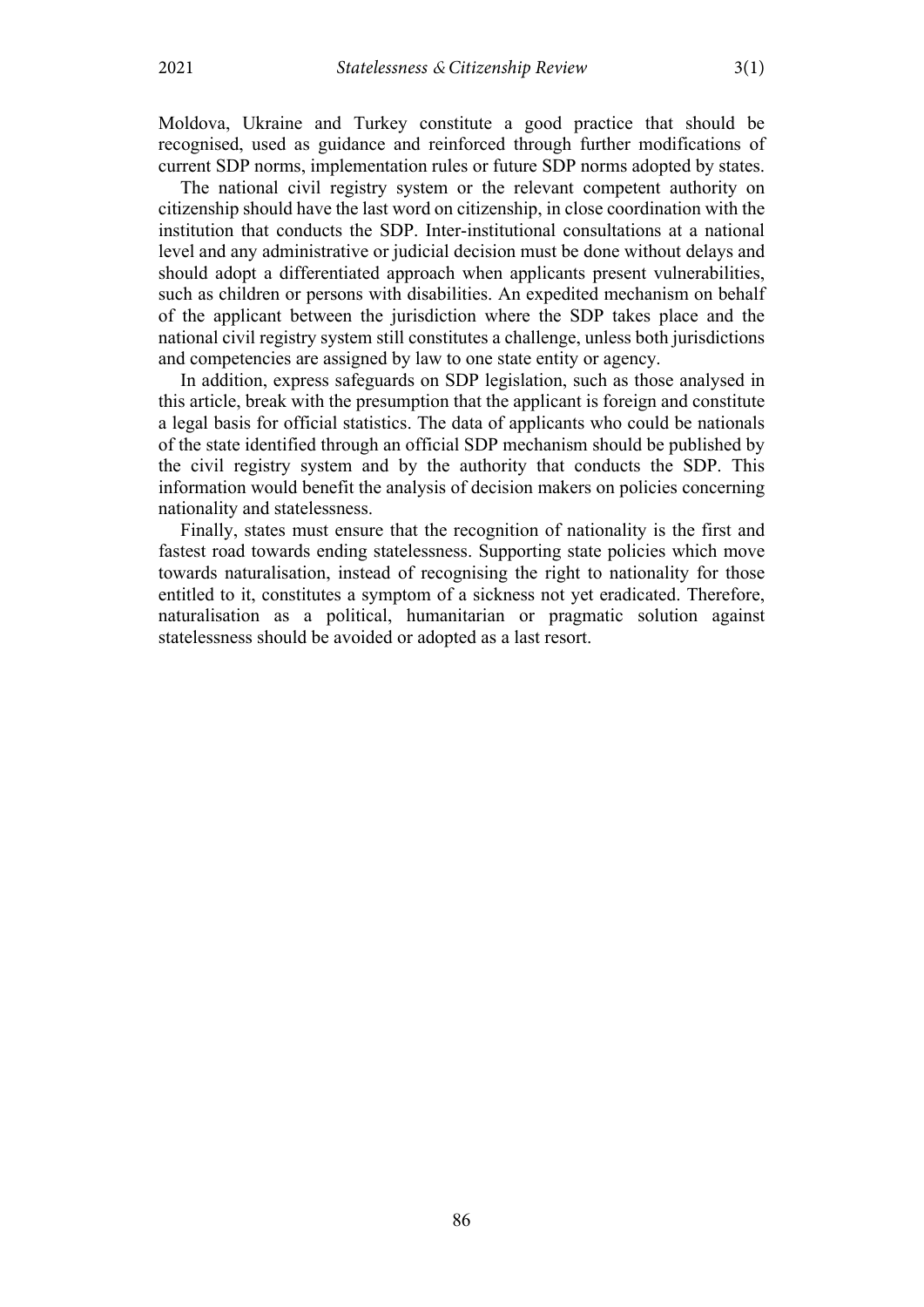Moldova, Ukraine and Turkey constitute a good practice that should be recognised, used as guidance and reinforced through further modifications of current SDP norms, implementation rules or future SDP norms adopted by states.

The national civil registry system or the relevant competent authority on citizenship should have the last word on citizenship, in close coordination with the institution that conducts the SDP. Inter-institutional consultations at a national level and any administrative or judicial decision must be done without delays and should adopt a differentiated approach when applicants present vulnerabilities, such as children or persons with disabilities. An expedited mechanism on behalf of the applicant between the jurisdiction where the SDP takes place and the national civil registry system still constitutes a challenge, unless both jurisdictions and competencies are assigned by law to one state entity or agency.

In addition, express safeguards on SDP legislation, such as those analysed in this article, break with the presumption that the applicant is foreign and constitute a legal basis for official statistics. The data of applicants who could be nationals of the state identified through an official SDP mechanism should be published by the civil registry system and by the authority that conducts the SDP. This information would benefit the analysis of decision makers on policies concerning nationality and statelessness.

Finally, states must ensure that the recognition of nationality is the first and fastest road towards ending statelessness. Supporting state policies which move towards naturalisation, instead of recognising the right to nationality for those entitled to it, constitutes a symptom of a sickness not yet eradicated. Therefore, naturalisation as a political, humanitarian or pragmatic solution against statelessness should be avoided or adopted as a last resort.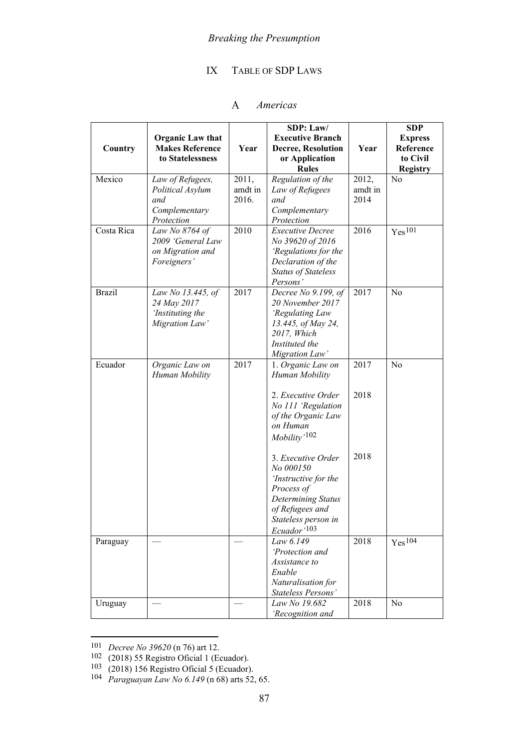## IX TABLE OF SDP LAWS

### A *Americas*

| Country | Organic Law that Makes Reference to Statelessness | Year | SDP: Law/ Executive Branch Decree, Resolution or Application Rules | Year | SDP Express Reference to Civil Registry |
|---|---|---|---|---|---|
| Mexico | *Law of Refugees, Political Asylum and Complementary Protection* | 2011, amdt in 2016. | *Regulation of the Law of Refugees and Complementary Protection* | 2012, amdt in 2014 | No |
| Costa Rica | *Law No 8764 of 2009 'General Law on Migration and Foreigners'* | 2010 | *Executive Decree No 39620 of 2016 'Regulations for the Declaration of the Status of Stateless Persons'* | 2016 | Yes[101] |
| Brazil | *Law No 13.445, of 24 May 2017 'Instituting the Migration Law'* | 2017 | *Decree No 9.199, of 20 November 2017 'Regulating Law 13.445, of May 24, 2017, Which Instituted the Migration Law'* | 2017 | No |
| Ecuador | *Organic Law on Human Mobility* | 2017 | 1. *Organic Law on Human Mobility*<br><br>2. *Executive Order No 111 'Regulation of the Organic Law on Human Mobility'*[102]<br><br>3. *Executive Order No 000150 'Instructive for the Process of Determining Status of Refugees and Stateless person in Ecuador'*[103] | 2017<br><br>2018<br><br>2018 | No |
| Paraguay | — | — | *Law 6.149 'Protection and Assistance to Enable Naturalisation for Stateless Persons'* | 2018 | Yes[104] |
| Uruguay | — | — | *Law No 19.682 'Recognition and* | 2018 | No |

[101] *Decree No 39620* (n 76) art 12.

[102] (2018) 55 Registro Oficial 1 (Ecuador).

[103] (2018) 156 Registro Oficial 5 (Ecuador).

[104] *Paraguayan Law No 6.149* (n 68) arts 52, 65.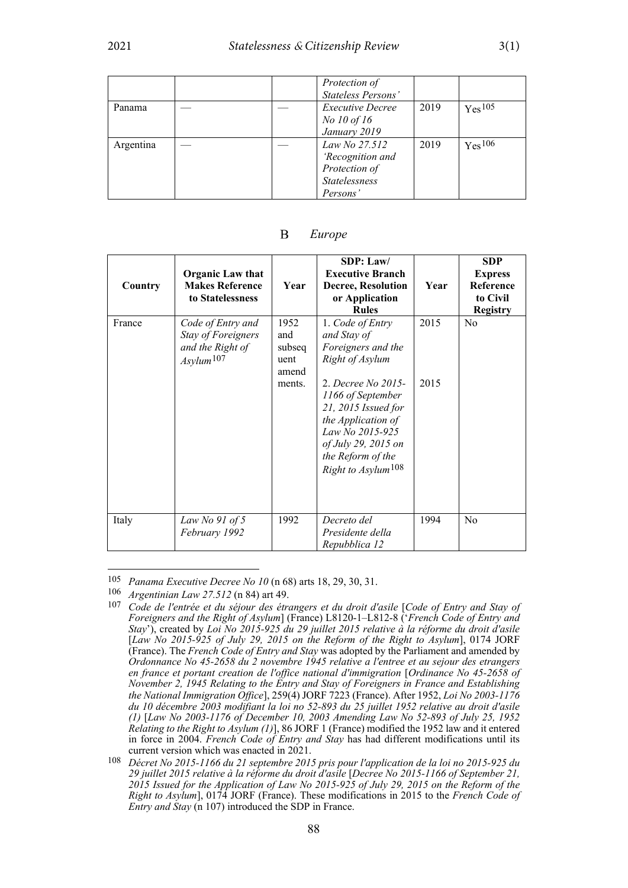|  |  |  | *Protection of Stateless Persons'* |  |  |
| --- | --- | --- | --- | --- | --- |
| Panama | — | — | *Executive Decree No 10 of 16 January 2019* | 2019 | Yes[105] |
| Argentina | — | — | *Law No 27.512 'Recognition and Protection of Statelessness Persons'* | 2019 | Yes[106] |

## B *Europe*

| Country | Organic Law that Makes Reference to Statelessness | Year | SDP: Law/ Executive Branch Decree, Resolution or Application Rules | Year | SDP Express Reference to Civil Registry |
| --- | --- | --- | --- | --- | --- |
| France | *Code of Entry and Stay of Foreigners and the Right of Asylum*[107] | 1952 and subsequent amendments. | 1. *Code of Entry and Stay of Foreigners and the Right of Asylum* 2. *Decree No 2015-1166 of September 21, 2015 Issued for the Application of Law No 2015-925 of July 29, 2015 on the Reform of the Right to Asylum*[108] | 2015 2015 | No |
| Italy | *Law No 91 of 5 February 1992* | 1992 | *Decreto del Presidente della Repubblica 12* | 1994 | No |

[105] *Panama Executive Decree No 10* (n 68) arts 18, 29, 30, 31.

[106] *Argentinian Law 27.512* (n 84) art 49.

[107] *Code de l'entrée et du séjour des étrangers et du droit d'asile* [*Code of Entry and Stay of Foreigners and the Right of Asylum*] (France) L8120-1–L812-8 ('*French Code of Entry and Stay*'), created by *Loi No 2015-925 du 29 juillet 2015 relative à la réforme du droit d'asile* [*Law No 2015-925 of July 29, 2015 on the Reform of the Right to Asylum*], 0174 JORF (France). The *French Code of Entry and Stay* was adopted by the Parliament and amended by *Ordonnance No 45-2658 du 2 novembre 1945 relative a l'entree et au sejour des etrangers en france et portant creation de l'office national d'immigration* [*Ordinance No 45-2658 of November 2, 1945 Relating to the Entry and Stay of Foreigners in France and Establishing the National Immigration Office*], 259(4) JORF 7223 (France). After 1952, *Loi No 2003-1176 du 10 décembre 2003 modifiant la loi no 52-893 du 25 juillet 1952 relative au droit d'asile (1)* [*Law No 2003-1176 of December 10, 2003 Amending Law No 52-893 of July 25, 1952 Relating to the Right to Asylum (1)*], 86 JORF 1 (France) modified the 1952 law and it entered in force in 2004. *French Code of Entry and Stay* has had different modifications until its current version which was enacted in 2021.

[108] *Décret No 2015-1166 du 21 septembre 2015 pris pour l'application de la loi no 2015-925 du 29 juillet 2015 relative à la réforme du droit d'asile* [*Decree No 2015-1166 of September 21, 2015 Issued for the Application of Law No 2015-925 of July 29, 2015 on the Reform of the Right to Asylum*], 0174 JORF (France). These modifications in 2015 to the *French Code of Entry and Stay* (n 107) introduced the SDP in France.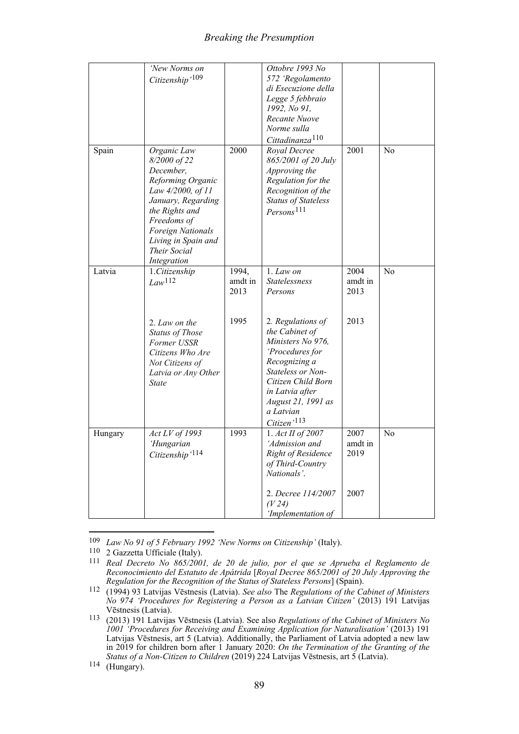|  | *'New Norms on Citizenship'*[109] |  | *Ottobre 1993 No 572 'Regolamento di Esecuzione della Legge 5 febbraio 1992, No 91, Recante Nuove Norme sulla Cittadinanza*[110] |  |  |
|---|---|---|---|---|---|
| Spain | *Organic Law 8/2000 of 22 December, Reforming Organic Law 4/2000, of 11 January, Regarding the Rights and Freedoms of Foreign Nationals Living in Spain and Their Social Integration* | 2000 | *Royal Decree 865/2001 of 20 July Approving the Regulation for the Recognition of the Status of Stateless Persons*[111] | 2001 | No |
| Latvia | 1. *Citizenship Law*[112]<br><br>2. *Law on the Status of Those Former USSR Citizens Who Are Not Citizens of Latvia or Any Other State* | 1994, amdt in 2013<br><br>1995 | 1. *Law on Statelessness Persons*<br><br>2. *Regulations of the Cabinet of Ministers No 976, 'Procedures for Recognizing a Stateless or Non-Citizen Child Born in Latvia after August 21, 1991 as a Latvian Citizen'*[113] | 2004 amdt in 2013<br><br>2013 | No |
| Hungary | *Act LV of 1993 'Hungarian Citizenship'*[114] | 1993 | 1. *Act II of 2007 'Admission and Right of Residence of Third-Country Nationals'.*<br><br>2. *Decree 114/2007 (V 24) 'Implementation of* | 2007 amdt in 2019<br><br>2007 | No |

[109] *Law No 91 of 5 February 1992 'New Norms on Citizenship'* (Italy).

[110] 2 Gazzetta Ufficiale (Italy).

[111] *Real Decreto No 865/2001, de 20 de julio, por el que se Aprueba el Reglamento de Reconocimiento del Estatuto de Apátrida* [*Royal Decree 865/2001 of 20 July Approving the Regulation for the Recognition of the Status of Stateless Persons*] (Spain).

[112] (1994) 93 Latvijas Vēstnesis (Latvia). *See also* The *Regulations of the Cabinet of Ministers No 974 'Procedures for Registering a Person as a Latvian Citizen'* (2013) 191 Latvijas Vēstnesis (Latvia).

[113] (2013) 191 Latvijas Vēstnesis (Latvia). See also *Regulations of the Cabinet of Ministers No 1001 'Procedures for Receiving and Examining Application for Naturalisation'* (2013) 191 Latvijas Vēstnesis, art 5 (Latvia). Additionally, the Parliament of Latvia adopted a new law in 2019 for children born after 1 January 2020: *On the Termination of the Granting of the Status of a Non-Citizen to Children* (2019) 224 Latvijas Vēstnesis, art 5 (Latvia).

[114] (Hungary).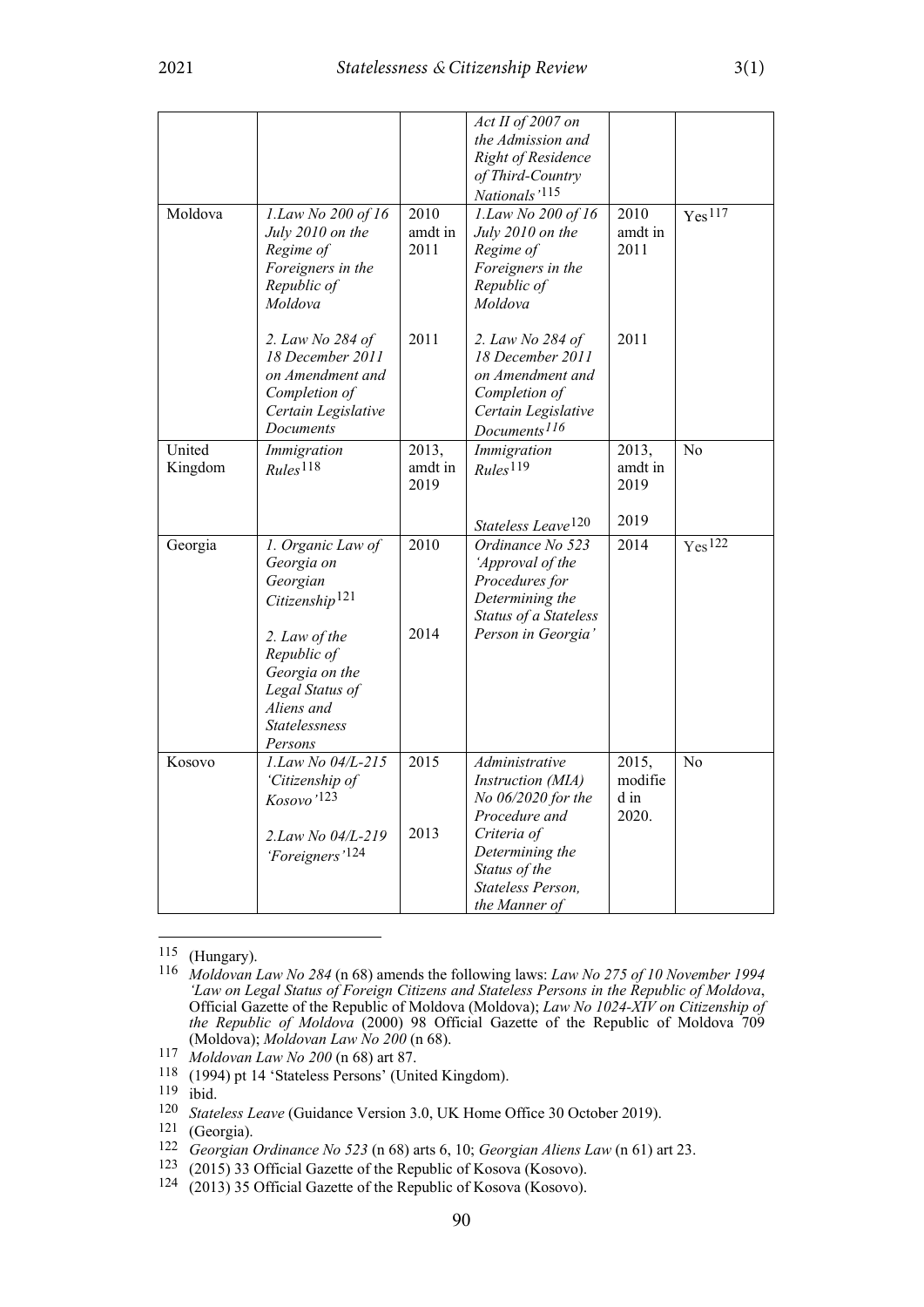| | | | *Act II of 2007 on the Admission and Right of Residence of Third-Country Nationals'*[115] | | |
|---|---|---|---|---|---|
| Moldova | *1.Law No 200 of 16 July 2010 on the Regime of Foreigners in the Republic of Moldova*<br><br>*2. Law No 284 of 18 December 2011 on Amendment and Completion of Certain Legislative Documents* | 2010 amdt in 2011<br><br>2011 | *1.Law No 200 of 16 July 2010 on the Regime of Foreigners in the Republic of Moldova*<br><br>*2. Law No 284 of 18 December 2011 on Amendment and Completion of Certain Legislative Documents*[116] | 2010 amdt in 2011<br><br>2011 | Yes[117] |
| United Kingdom | *Immigration Rules*[118] | 2013, amdt in 2019 | *Immigration Rules*[119]<br><br>*Stateless Leave*[120] | 2013, amdt in 2019<br><br>2019 | No |
| Georgia | *1. Organic Law of Georgia on Georgian Citizenship*[121]<br><br>*2. Law of the Republic of Georgia on the Legal Status of Aliens and Statelessness Persons* | 2010<br><br>2014 | *Ordinance No 523 'Approval of the Procedures for Determining the Status of a Stateless Person in Georgia'* | 2014 | Yes[122] |
| Kosovo | *1.Law No 04/L-215 'Citizenship of Kosovo'*[123]<br><br>*2.Law No 04/L-219 'Foreigners'*[124] | 2015<br><br>2013 | *Administrative Instruction (MIA) No 06/2020 for the Procedure and Criteria of Determining the Status of the Stateless Person, the Manner of* | 2015, modified in 2020. | No |

---

115 (Hungary).

116 *Moldovan Law No 284* (n 68) amends the following laws: *Law No 275 of 10 November 1994 'Law on Legal Status of Foreign Citizens and Stateless Persons in the Republic of Moldova*, Official Gazette of the Republic of Moldova (Moldova); *Law No 1024-XIV on Citizenship of the Republic of Moldova* (2000) 98 Official Gazette of the Republic of Moldova 709 (Moldova); *Moldovan Law No 200* (n 68).

117 *Moldovan Law No 200* (n 68) art 87.

118 (1994) pt 14 'Stateless Persons' (United Kingdom).

119 ibid.

120 *Stateless Leave* (Guidance Version 3.0, UK Home Office 30 October 2019).

121 (Georgia).

122 *Georgian Ordinance No 523* (n 68) arts 6, 10; *Georgian Aliens Law* (n 61) art 23.

123 (2015) 33 Official Gazette of the Republic of Kosova (Kosovo).

124 (2013) 35 Official Gazette of the Republic of Kosova (Kosovo).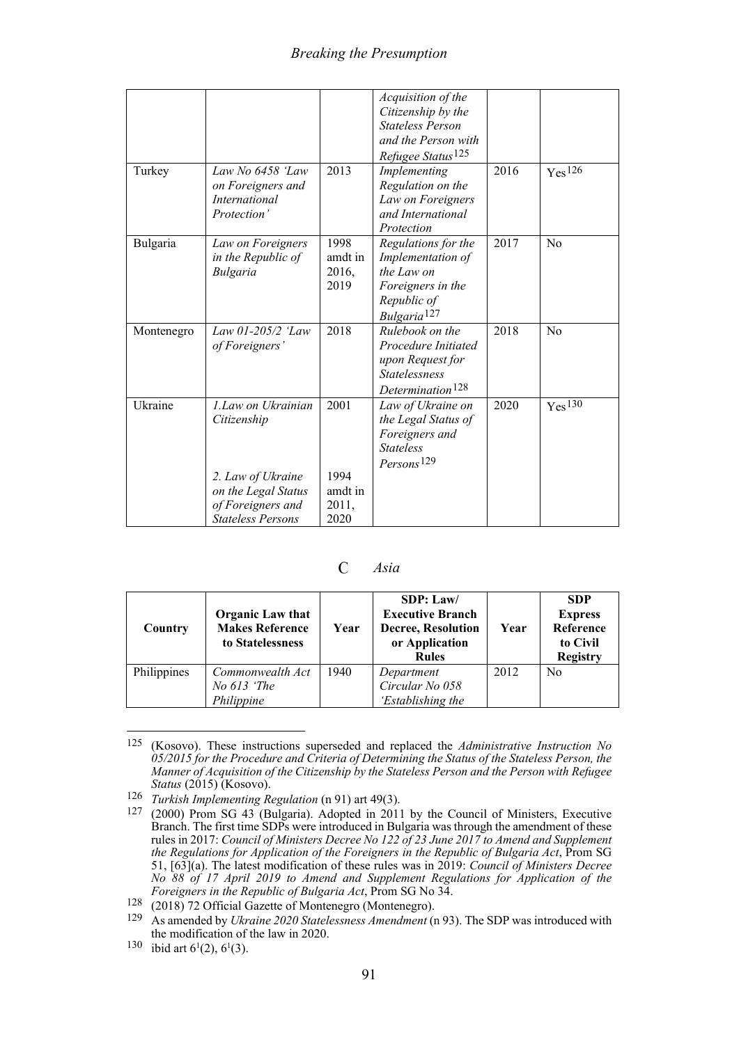| | | | *Acquisition of the Citizenship by the Stateless Person and the Person with Refugee Status*[125] | | |
|---|---|---|---|---|---|
| Turkey | *Law No 6458 'Law on Foreigners and International Protection'* | 2013 | *Implementing Regulation on the Law on Foreigners and International Protection* | 2016 | Yes[126] |
| Bulgaria | *Law on Foreigners in the Republic of Bulgaria* | 1998 amdt in 2016, 2019 | *Regulations for the Implementation of the Law on Foreigners in the Republic of Bulgaria*[127] | 2017 | No |
| Montenegro | *Law 01-205/2 'Law of Foreigners'* | 2018 | *Rulebook on the Procedure Initiated upon Request for Statelessness Determination*[128] | 2018 | No |
| Ukraine | *1.Law on Ukrainian Citizenship*<br><br>*2. Law of Ukraine on the Legal Status of Foreigners and Stateless Persons* | 2001<br><br>1994 amdt in 2011, 2020 | *Law of Ukraine on the Legal Status of Foreigners and Stateless Persons*[129] | 2020 | Yes[130] |

## C Asia

| Country | Organic Law that Makes Reference to Statelessness | Year | SDP: Law/ Executive Branch Decree, Resolution or Application Rules | Year | SDP Express Reference to Civil Registry |
|---|---|---|---|---|---|
| Philippines | *Commonwealth Act No 613 'The Philippine* | 1940 | *Department Circular No 058 'Establishing the* | 2012 | No |

---

125 (Kosovo). These instructions superseded and replaced the *Administrative Instruction No 05/2015 for the Procedure and Criteria of Determining the Status of the Stateless Person, the Manner of Acquisition of the Citizenship by the Stateless Person and the Person with Refugee Status* (2015) (Kosovo).

126 *Turkish Implementing Regulation* (n 91) art 49(3).

127 (2000) Prom SG 43 (Bulgaria). Adopted in 2011 by the Council of Ministers, Executive Branch. The first time SDPs were introduced in Bulgaria was through the amendment of these rules in 2017: *Council of Ministers Decree No 122 of 23 June 2017 to Amend and Supplement the Regulations for Application of the Foreigners in the Republic of Bulgaria Act*, Prom SG 51, [63](a). The latest modification of these rules was in 2019: *Council of Ministers Decree No 88 of 17 April 2019 to Amend and Supplement Regulations for Application of the Foreigners in the Republic of Bulgaria Act*, Prom SG No 34.

128 (2018) 72 Official Gazette of Montenegro (Montenegro).

129 As amended by *Ukraine 2020 Statelessness Amendment* (n 93). The SDP was introduced with the modification of the law in 2020.

130 ibid art $6^1(2)$, $6^1(3)$.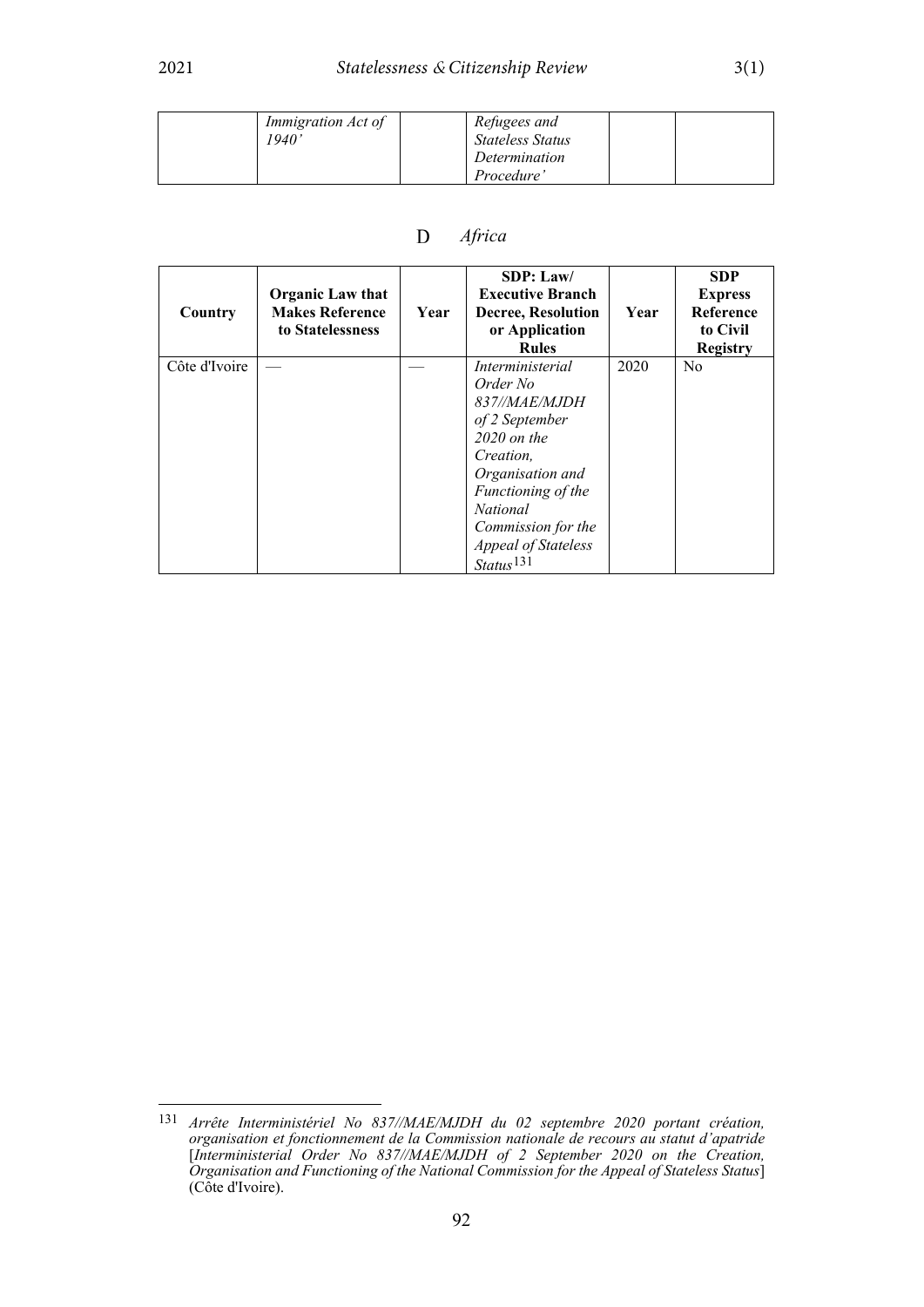| | | | | | |
|---|---|---|---|---|---|
| | *Immigration Act of 1940'* | | *Refugees and Stateless Status Determination Procedure'* | | |

D *Africa*

| Country | Organic Law that Makes Reference to Statelessness | Year | SDP: Law/ Executive Branch Decree, Resolution or Application Rules | Year | SDP Express Reference to Civil Registry |
|---|---|---|---|---|---|
| Côte d'Ivoire | — | — | *Interministerial Order No 837//MAE/MJDH of 2 September 2020 on the Creation, Organisation and Functioning of the National Commission for the Appeal of Stateless Status*[131] | 2020 | No |

---

[131] *Arrête Interministériel No 837//MAE/MJDH du 02 septembre 2020 portant création, organisation et fonctionnement de la Commission nationale de recours au statut d'apatride* [*Interministerial Order No 837//MAE/MJDH of 2 September 2020 on the Creation, Organisation and Functioning of the National Commission for the Appeal of Stateless Status*] (Côte d'Ivoire).